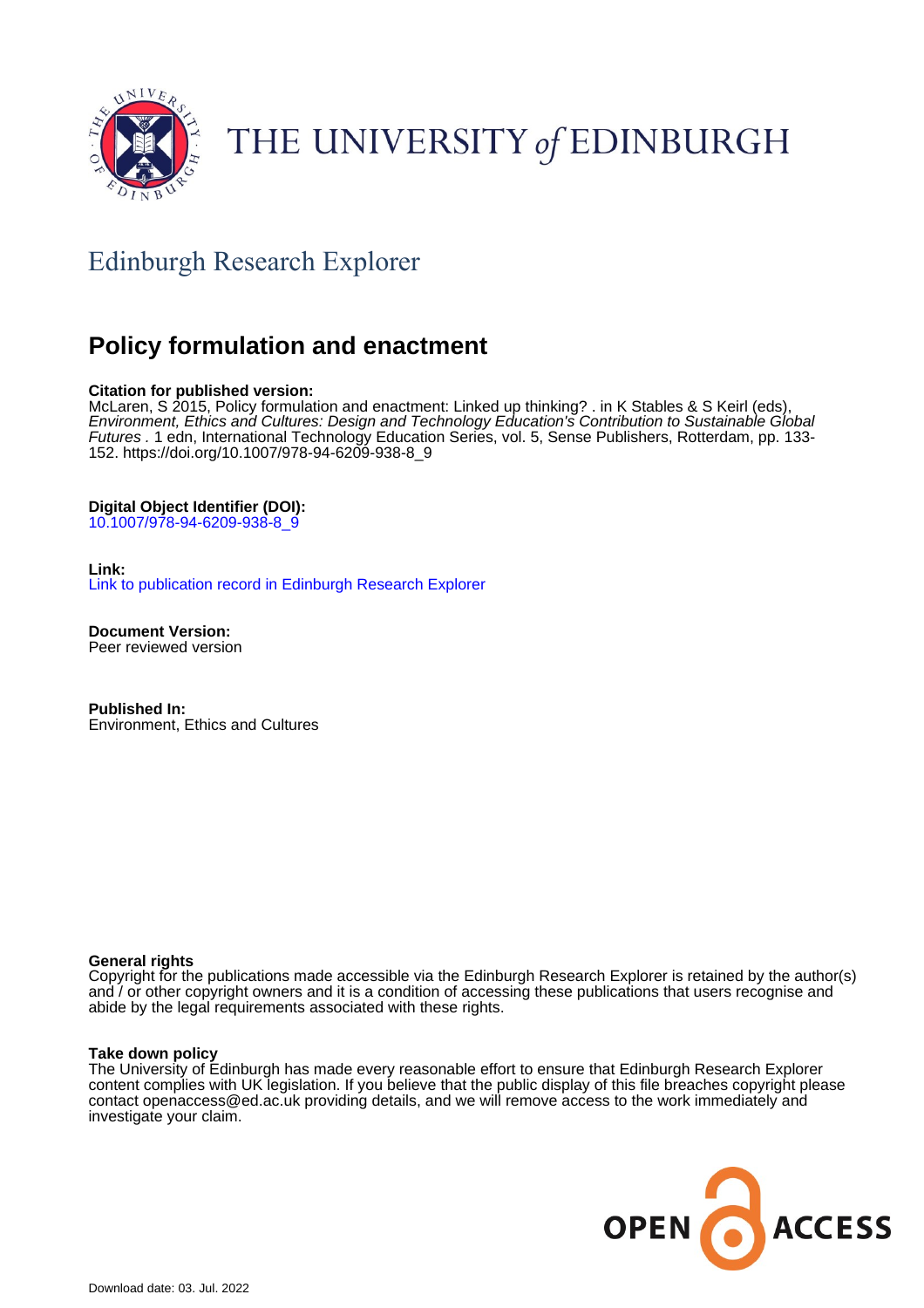THE UNIVERSITY *of* EDINBURGH

Edinburgh Research Explorer

# Policy formulation and enactment

**Citation for published version:**
McLaren, S 2015, Policy formulation and enactment: Linked up thinking? . in K Stables & S Keirl (eds), *Environment, Ethics and Cultures: Design and Technology Education's Contribution to Sustainable Global Futures* . 1 edn, International Technology Education Series, vol. 5, Sense Publishers, Rotterdam, pp. 133-152. https://doi.org/10.1007/978-94-6209-938-8_9

**Digital Object Identifier (DOI):**
10.1007/978-94-6209-938-8_9

**Link:**
Link to publication record in Edinburgh Research Explorer

**Document Version:**
Peer reviewed version

**Published In:**
Environment, Ethics and Cultures

**General rights**
Copyright for the publications made accessible via the Edinburgh Research Explorer is retained by the author(s) and / or other copyright owners and it is a condition of accessing these publications that users recognise and abide by the legal requirements associated with these rights.

**Take down policy**
The University of Edinburgh has made every reasonable effort to ensure that Edinburgh Research Explorer content complies with UK legislation. If you believe that the public display of this file breaches copyright please contact openaccess@ed.ac.uk providing details, and we will remove access to the work immediately and investigate your claim.

OPEN ACCESS

Download date: 03. Jul. 2022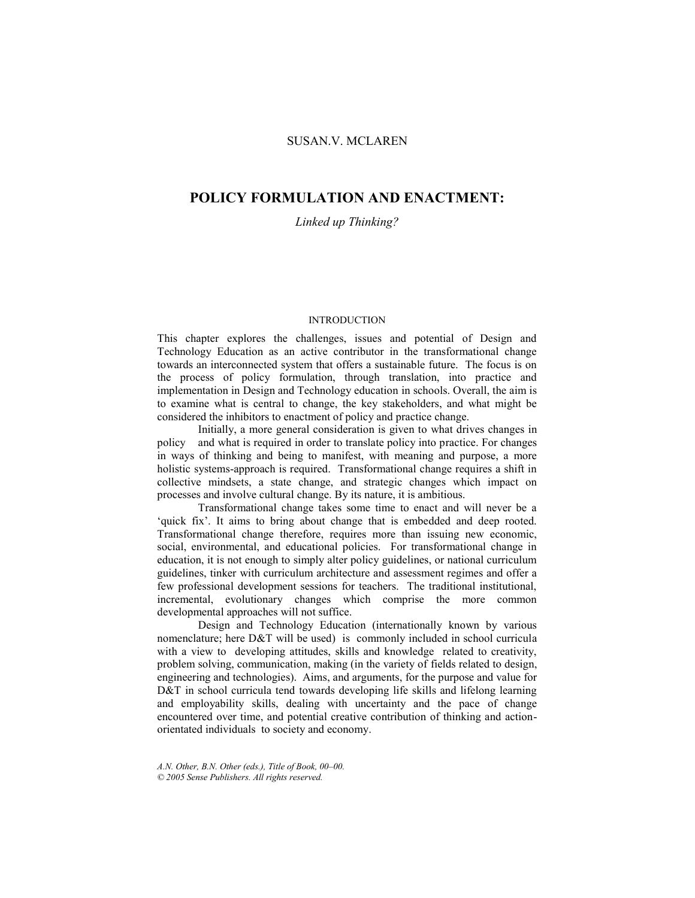SUSAN.V. MCLAREN

# POLICY FORMULATION AND ENACTMENT:

*Linked up Thinking?*

## INTRODUCTION

This chapter explores the challenges, issues and potential of Design and Technology Education as an active contributor in the transformational change towards an interconnected system that offers a sustainable future. The focus is on the process of policy formulation, through translation, into practice and implementation in Design and Technology education in schools. Overall, the aim is to examine what is central to change, the key stakeholders, and what might be considered the inhibitors to enactment of policy and practice change.

Initially, a more general consideration is given to what drives changes in policy and what is required in order to translate policy into practice. For changes in ways of thinking and being to manifest, with meaning and purpose, a more holistic systems-approach is required. Transformational change requires a shift in collective mindsets, a state change, and strategic changes which impact on processes and involve cultural change. By its nature, it is ambitious.

Transformational change takes some time to enact and will never be a 'quick fix'. It aims to bring about change that is embedded and deep rooted. Transformational change therefore, requires more than issuing new economic, social, environmental, and educational policies. For transformational change in education, it is not enough to simply alter policy guidelines, or national curriculum guidelines, tinker with curriculum architecture and assessment regimes and offer a few professional development sessions for teachers. The traditional institutional, incremental, evolutionary changes which comprise the more common developmental approaches will not suffice.

Design and Technology Education (internationally known by various nomenclature; here D&T will be used) is commonly included in school curricula with a view to developing attitudes, skills and knowledge related to creativity, problem solving, communication, making (in the variety of fields related to design, engineering and technologies). Aims, and arguments, for the purpose and value for D&T in school curricula tend towards developing life skills and lifelong learning and employability skills, dealing with uncertainty and the pace of change encountered over time, and potential creative contribution of thinking and action-orientated individuals to society and economy.

*A.N. Other, B.N. Other (eds.), Title of Book, 00–00.*
*© 2005 Sense Publishers. All rights reserved.*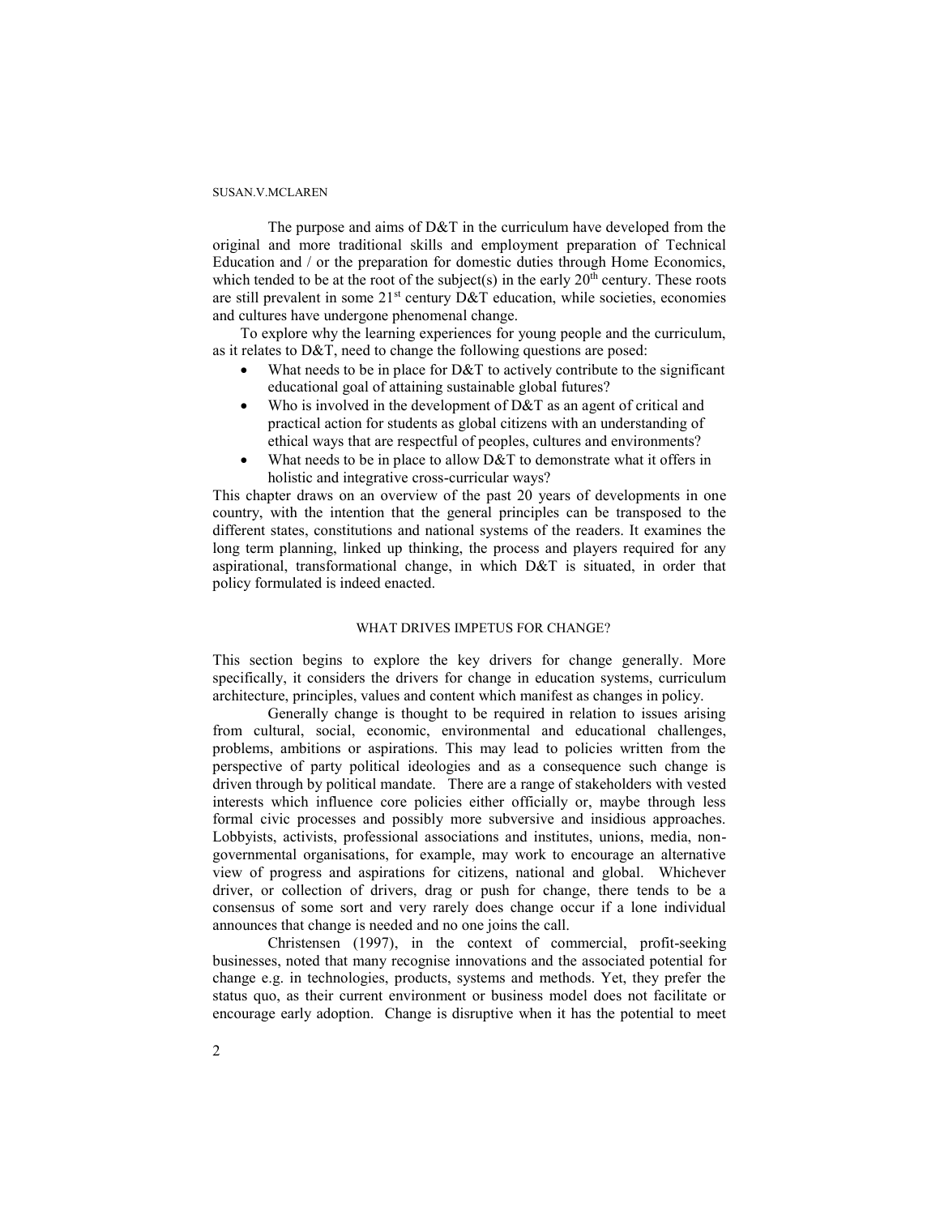The purpose and aims of D&T in the curriculum have developed from the original and more traditional skills and employment preparation of Technical Education and / or the preparation for domestic duties through Home Economics, which tended to be at the root of the subject(s) in the early 20th century. These roots are still prevalent in some 21st century D&T education, while societies, economies and cultures have undergone phenomenal change.

To explore why the learning experiences for young people and the curriculum, as it relates to D&T, need to change the following questions are posed:

- What needs to be in place for D&T to actively contribute to the significant educational goal of attaining sustainable global futures?
- Who is involved in the development of D&T as an agent of critical and practical action for students as global citizens with an understanding of ethical ways that are respectful of peoples, cultures and environments?
- What needs to be in place to allow D&T to demonstrate what it offers in holistic and integrative cross-curricular ways?

This chapter draws on an overview of the past 20 years of developments in one country, with the intention that the general principles can be transposed to the different states, constitutions and national systems of the readers. It examines the long term planning, linked up thinking, the process and players required for any aspirational, transformational change, in which D&T is situated, in order that policy formulated is indeed enacted.

## WHAT DRIVES IMPETUS FOR CHANGE?

This section begins to explore the key drivers for change generally. More specifically, it considers the drivers for change in education systems, curriculum architecture, principles, values and content which manifest as changes in policy.

Generally change is thought to be required in relation to issues arising from cultural, social, economic, environmental and educational challenges, problems, ambitions or aspirations. This may lead to policies written from the perspective of party political ideologies and as a consequence such change is driven through by political mandate. There are a range of stakeholders with vested interests which influence core policies either officially or, maybe through less formal civic processes and possibly more subversive and insidious approaches. Lobbyists, activists, professional associations and institutes, unions, media, non-governmental organisations, for example, may work to encourage an alternative view of progress and aspirations for citizens, national and global. Whichever driver, or collection of drivers, drag or push for change, there tends to be a consensus of some sort and very rarely does change occur if a lone individual announces that change is needed and no one joins the call.

Christensen (1997), in the context of commercial, profit-seeking businesses, noted that many recognise innovations and the associated potential for change e.g. in technologies, products, systems and methods. Yet, they prefer the status quo, as their current environment or business model does not facilitate or encourage early adoption. Change is disruptive when it has the potential to meet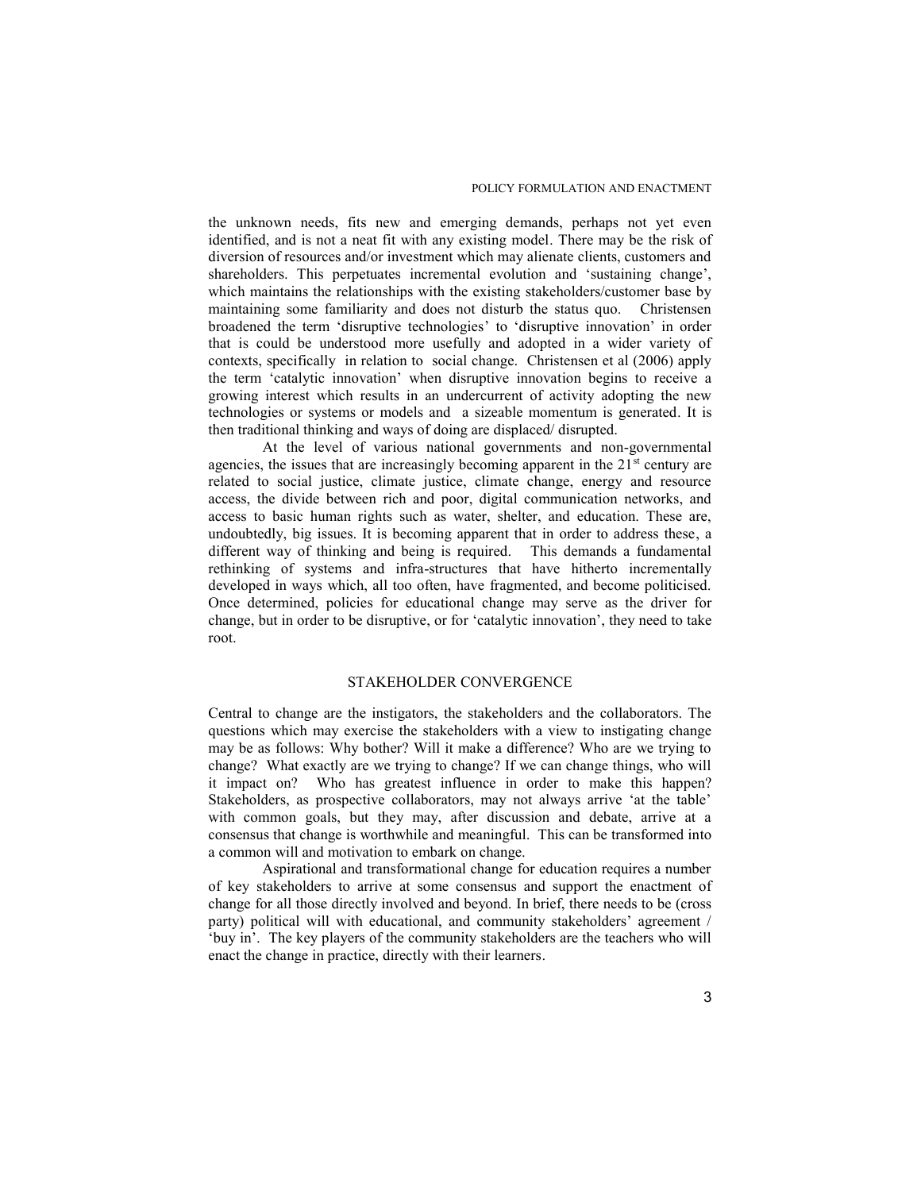the unknown needs, fits new and emerging demands, perhaps not yet even identified, and is not a neat fit with any existing model. There may be the risk of diversion of resources and/or investment which may alienate clients, customers and shareholders. This perpetuates incremental evolution and 'sustaining change', which maintains the relationships with the existing stakeholders/customer base by maintaining some familiarity and does not disturb the status quo. Christensen broadened the term 'disruptive technologies' to 'disruptive innovation' in order that is could be understood more usefully and adopted in a wider variety of contexts, specifically in relation to social change. Christensen et al (2006) apply the term 'catalytic innovation' when disruptive innovation begins to receive a growing interest which results in an undercurrent of activity adopting the new technologies or systems or models and a sizeable momentum is generated. It is then traditional thinking and ways of doing are displaced/ disrupted.

At the level of various national governments and non-governmental agencies, the issues that are increasingly becoming apparent in the 21st century are related to social justice, climate justice, climate change, energy and resource access, the divide between rich and poor, digital communication networks, and access to basic human rights such as water, shelter, and education. These are, undoubtedly, big issues. It is becoming apparent that in order to address these, a different way of thinking and being is required. This demands a fundamental rethinking of systems and infra-structures that have hitherto incrementally developed in ways which, all too often, have fragmented, and become politicised. Once determined, policies for educational change may serve as the driver for change, but in order to be disruptive, or for 'catalytic innovation', they need to take root.

## STAKEHOLDER CONVERGENCE

Central to change are the instigators, the stakeholders and the collaborators. The questions which may exercise the stakeholders with a view to instigating change may be as follows: Why bother? Will it make a difference? Who are we trying to change? What exactly are we trying to change? If we can change things, who will it impact on? Who has greatest influence in order to make this happen? Stakeholders, as prospective collaborators, may not always arrive 'at the table' with common goals, but they may, after discussion and debate, arrive at a consensus that change is worthwhile and meaningful. This can be transformed into a common will and motivation to embark on change.

Aspirational and transformational change for education requires a number of key stakeholders to arrive at some consensus and support the enactment of change for all those directly involved and beyond. In brief, there needs to be (cross party) political will with educational, and community stakeholders' agreement / 'buy in'. The key players of the community stakeholders are the teachers who will enact the change in practice, directly with their learners.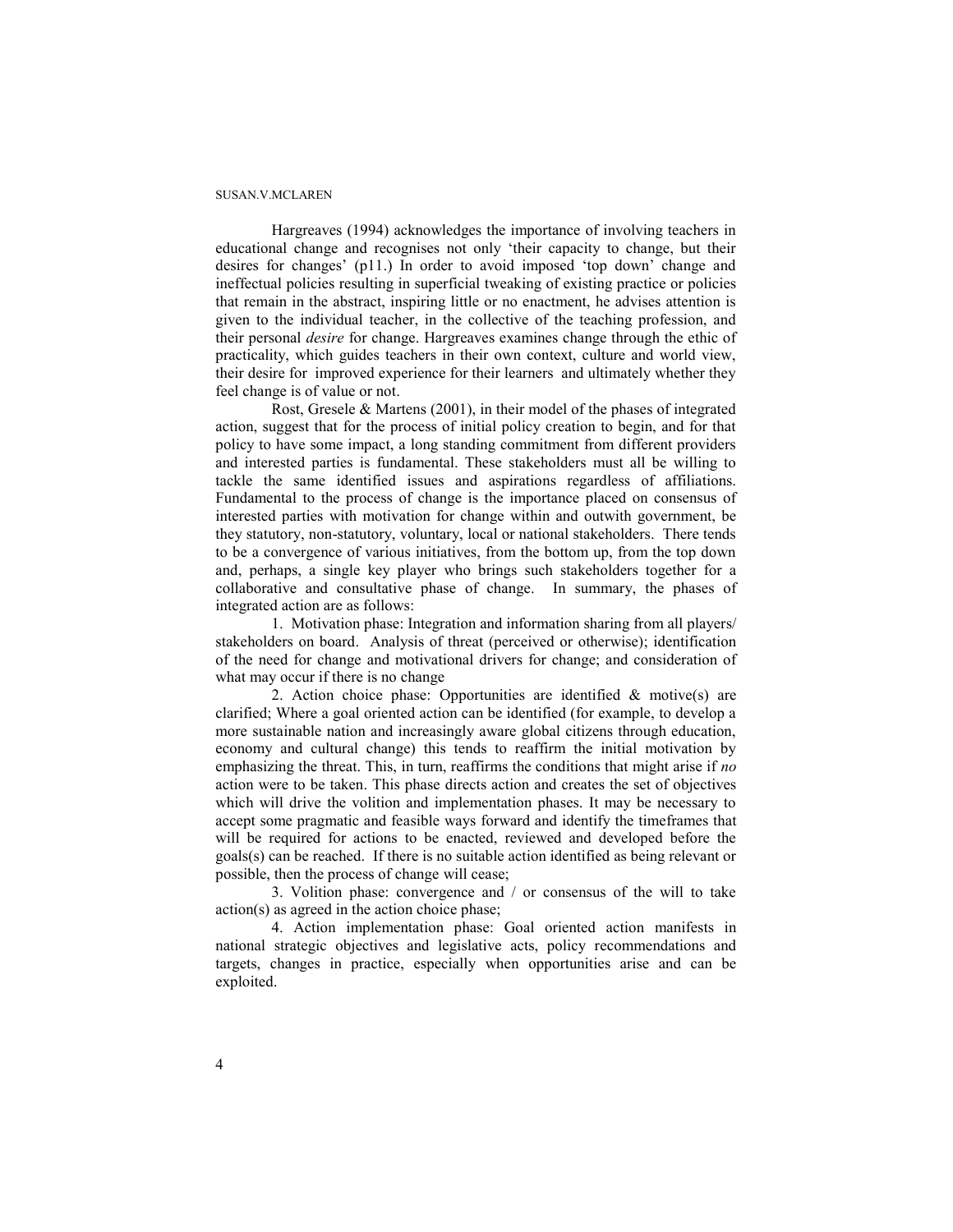Hargreaves (1994) acknowledges the importance of involving teachers in educational change and recognises not only 'their capacity to change, but their desires for changes' (p11.) In order to avoid imposed 'top down' change and ineffectual policies resulting in superficial tweaking of existing practice or policies that remain in the abstract, inspiring little or no enactment, he advises attention is given to the individual teacher, in the collective of the teaching profession, and their personal *desire* for change. Hargreaves examines change through the ethic of practicality, which guides teachers in their own context, culture and world view, their desire for improved experience for their learners and ultimately whether they feel change is of value or not.

Rost, Gresele & Martens (2001), in their model of the phases of integrated action, suggest that for the process of initial policy creation to begin, and for that policy to have some impact, a long standing commitment from different providers and interested parties is fundamental. These stakeholders must all be willing to tackle the same identified issues and aspirations regardless of affiliations. Fundamental to the process of change is the importance placed on consensus of interested parties with motivation for change within and outwith government, be they statutory, non-statutory, voluntary, local or national stakeholders. There tends to be a convergence of various initiatives, from the bottom up, from the top down and, perhaps, a single key player who brings such stakeholders together for a collaborative and consultative phase of change. In summary, the phases of integrated action are as follows:

1. Motivation phase: Integration and information sharing from all players/ stakeholders on board. Analysis of threat (perceived or otherwise); identification of the need for change and motivational drivers for change; and consideration of what may occur if there is no change
2. Action choice phase: Opportunities are identified & motive(s) are clarified; Where a goal oriented action can be identified (for example, to develop a more sustainable nation and increasingly aware global citizens through education, economy and cultural change) this tends to reaffirm the initial motivation by emphasizing the threat. This, in turn, reaffirms the conditions that might arise if *no* action were to be taken. This phase directs action and creates the set of objectives which will drive the volition and implementation phases. It may be necessary to accept some pragmatic and feasible ways forward and identify the timeframes that will be required for actions to be enacted, reviewed and developed before the goals(s) can be reached. If there is no suitable action identified as being relevant or possible, then the process of change will cease;
3. Volition phase: convergence and / or consensus of the will to take action(s) as agreed in the action choice phase;
4. Action implementation phase: Goal oriented action manifests in national strategic objectives and legislative acts, policy recommendations and targets, changes in practice, especially when opportunities arise and can be exploited.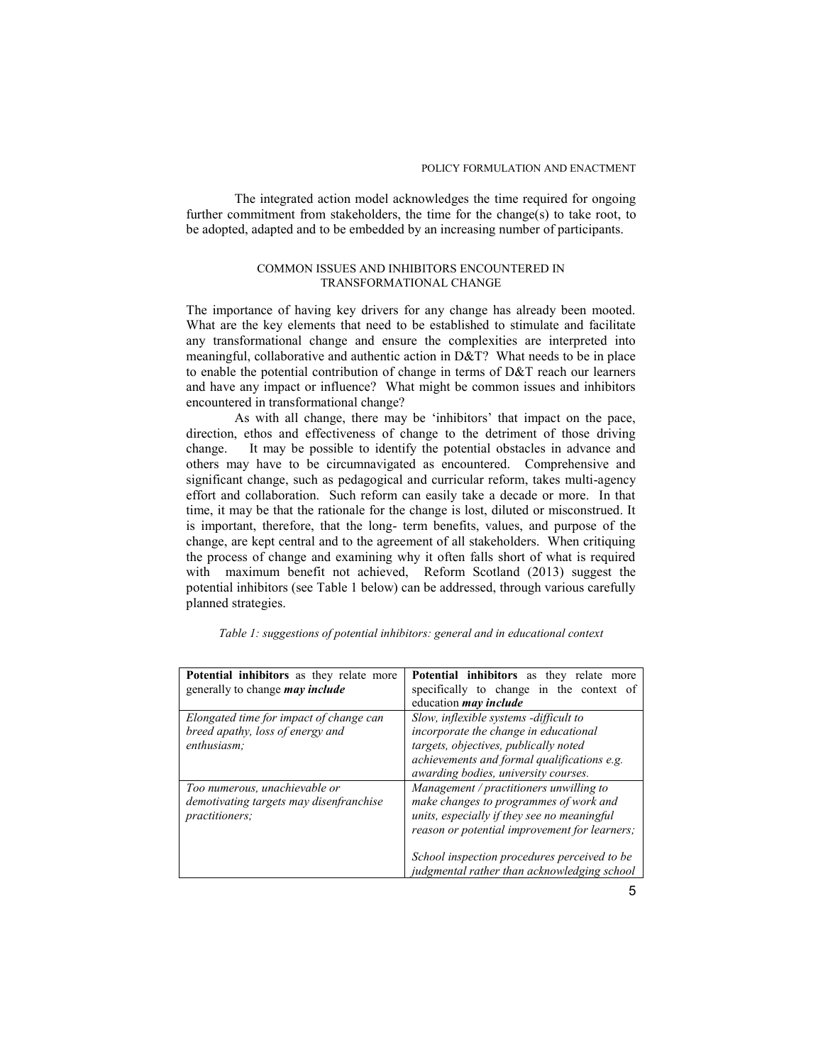The integrated action model acknowledges the time required for ongoing further commitment from stakeholders, the time for the change(s) to take root, to be adopted, adapted and to be embedded by an increasing number of participants.

## COMMON ISSUES AND INHIBITORS ENCOUNTERED IN TRANSFORMATIONAL CHANGE

The importance of having key drivers for any change has already been mooted. What are the key elements that need to be established to stimulate and facilitate any transformational change and ensure the complexities are interpreted into meaningful, collaborative and authentic action in D&T? What needs to be in place to enable the potential contribution of change in terms of D&T reach our learners and have any impact or influence? What might be common issues and inhibitors encountered in transformational change?

As with all change, there may be 'inhibitors' that impact on the pace, direction, ethos and effectiveness of change to the detriment of those driving change. It may be possible to identify the potential obstacles in advance and others may have to be circumnavigated as encountered. Comprehensive and significant change, such as pedagogical and curricular reform, takes multi-agency effort and collaboration. Such reform can easily take a decade or more. In that time, it may be that the rationale for the change is lost, diluted or misconstrued. It is important, therefore, that the long- term benefits, values, and purpose of the change, are kept central and to the agreement of all stakeholders. When critiquing the process of change and examining why it often falls short of what is required with maximum benefit not achieved, Reform Scotland (2013) suggest the potential inhibitors (see Table 1 below) can be addressed, through various carefully planned strategies.

*Table 1: suggestions of potential inhibitors: general and in educational context*

| **Potential inhibitors** as they relate more generally to change ***may include*** | **Potential inhibitors** as they relate more specifically to change in the context of education ***may include*** |
|---|---|
| *Elongated time for impact of change can breed apathy, loss of energy and enthusiasm;* | *Slow, inflexible systems -difficult to incorporate the change in educational targets, objectives, publically noted achievements and formal qualifications e.g. awarding bodies, university courses.* |
| *Too numerous, unachievable or demotivating targets may disenfranchise practitioners;* | *Management / practitioners unwilling to make changes to programmes of work and units, especially if they see no meaningful reason or potential improvement for learners;* <br><br> *School inspection procedures perceived to be judgmental rather than acknowledging school* |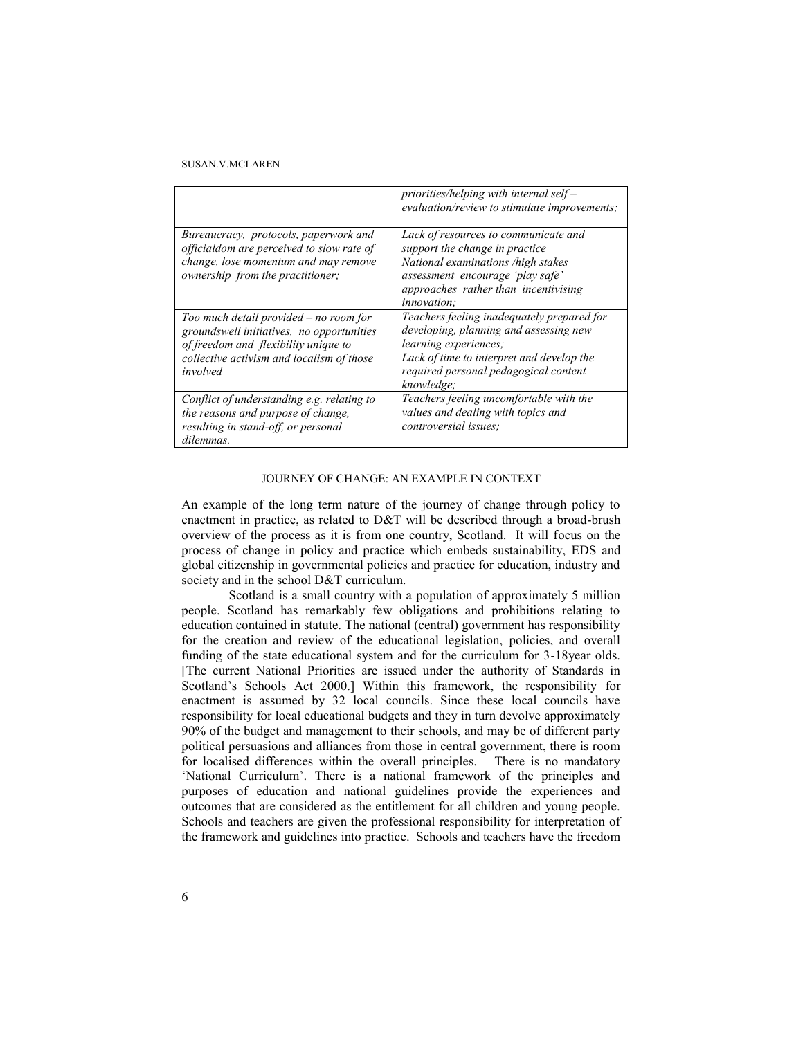| | |
|---|---|
| | *priorities/helping with internal self –evaluation/review to stimulate improvements;* |
| *Bureaucracy, protocols, paperwork and officialdom are perceived to slow rate of change, lose momentum and may remove ownership from the practitioner;* | *Lack of resources to communicate and support the change in practice National examinations /high stakes assessment encourage 'play safe' approaches rather than incentivising innovation;* |
| *Too much detail provided – no room for groundswell initiatives, no opportunities of freedom and flexibility unique to collective activism and localism of those involved* | *Teachers feeling inadequately prepared for developing, planning and assessing new learning experiences; Lack of time to interpret and develop the required personal pedagogical content knowledge;* |
| *Conflict of understanding e.g. relating to the reasons and purpose of change, resulting in stand-off, or personal dilemmas.* | *Teachers feeling uncomfortable with the values and dealing with topics and controversial issues;* |

## JOURNEY OF CHANGE: AN EXAMPLE IN CONTEXT

An example of the long term nature of the journey of change through policy to enactment in practice, as related to D&T will be described through a broad-brush overview of the process as it is from one country, Scotland. It will focus on the process of change in policy and practice which embeds sustainability, EDS and global citizenship in governmental policies and practice for education, industry and society and in the school D&T curriculum.

Scotland is a small country with a population of approximately 5 million people. Scotland has remarkably few obligations and prohibitions relating to education contained in statute. The national (central) government has responsibility for the creation and review of the educational legislation, policies, and overall funding of the state educational system and for the curriculum for 3-18year olds. [The current National Priorities are issued under the authority of Standards in Scotland's Schools Act 2000.] Within this framework, the responsibility for enactment is assumed by 32 local councils. Since these local councils have responsibility for local educational budgets and they in turn devolve approximately 90% of the budget and management to their schools, and may be of different party political persuasions and alliances from those in central government, there is room for localised differences within the overall principles. There is no mandatory 'National Curriculum'. There is a national framework of the principles and purposes of education and national guidelines provide the experiences and outcomes that are considered as the entitlement for all children and young people. Schools and teachers are given the professional responsibility for interpretation of the framework and guidelines into practice. Schools and teachers have the freedom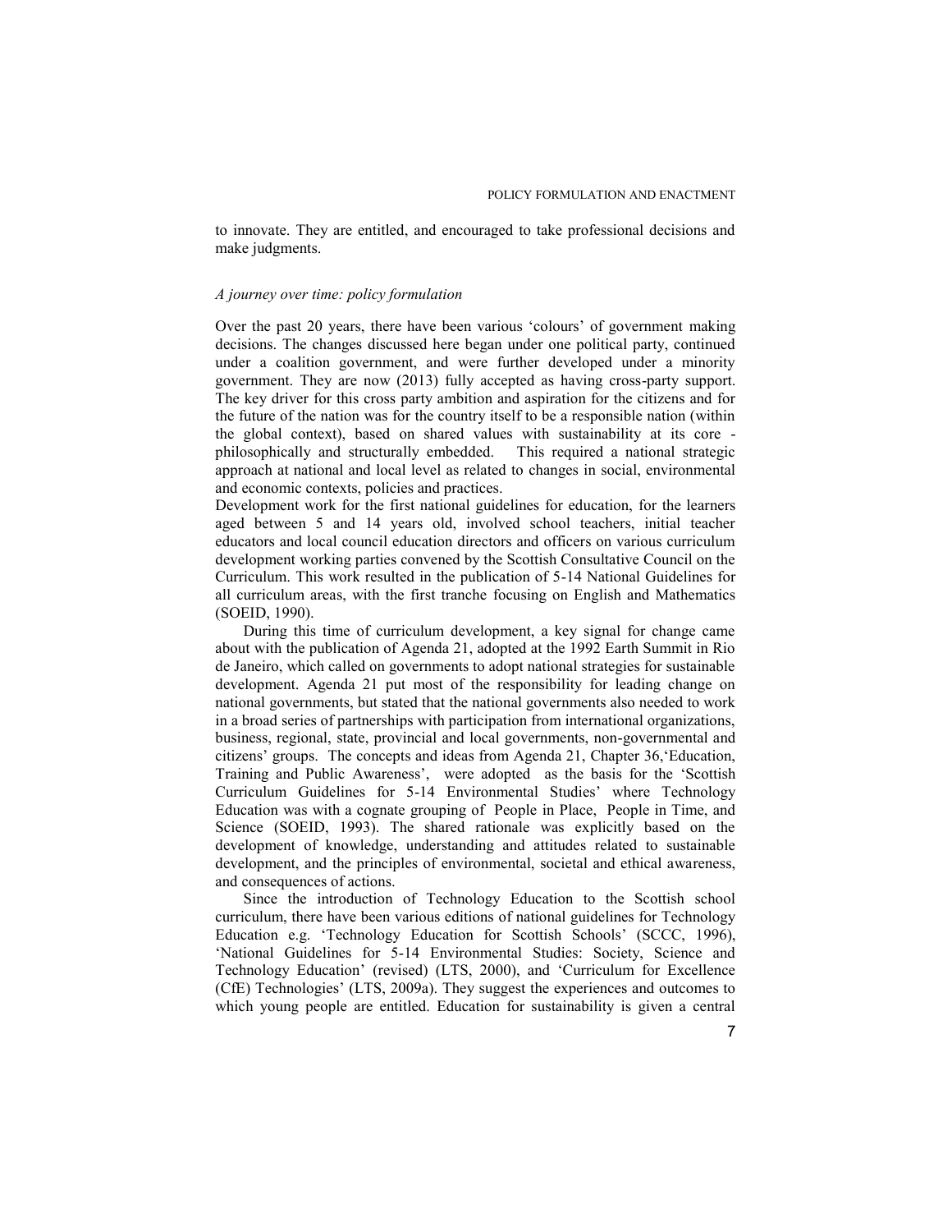to innovate. They are entitled, and encouraged to take professional decisions and make judgments.

*A journey over time: policy formulation*

Over the past 20 years, there have been various 'colours' of government making decisions. The changes discussed here began under one political party, continued under a coalition government, and were further developed under a minority government. They are now (2013) fully accepted as having cross-party support. The key driver for this cross party ambition and aspiration for the citizens and for the future of the nation was for the country itself to be a responsible nation (within the global context), based on shared values with sustainability at its core - philosophically and structurally embedded. This required a national strategic approach at national and local level as related to changes in social, environmental and economic contexts, policies and practices.

Development work for the first national guidelines for education, for the learners aged between 5 and 14 years old, involved school teachers, initial teacher educators and local council education directors and officers on various curriculum development working parties convened by the Scottish Consultative Council on the Curriculum. This work resulted in the publication of 5-14 National Guidelines for all curriculum areas, with the first tranche focusing on English and Mathematics (SOEID, 1990).

During this time of curriculum development, a key signal for change came about with the publication of Agenda 21, adopted at the 1992 Earth Summit in Rio de Janeiro, which called on governments to adopt national strategies for sustainable development. Agenda 21 put most of the responsibility for leading change on national governments, but stated that the national governments also needed to work in a broad series of partnerships with participation from international organizations, business, regional, state, provincial and local governments, non-governmental and citizens' groups. The concepts and ideas from Agenda 21, Chapter 36, 'Education, Training and Public Awareness', were adopted as the basis for the 'Scottish Curriculum Guidelines for 5-14 Environmental Studies' where Technology Education was with a cognate grouping of People in Place, People in Time, and Science (SOEID, 1993). The shared rationale was explicitly based on the development of knowledge, understanding and attitudes related to sustainable development, and the principles of environmental, societal and ethical awareness, and consequences of actions.

Since the introduction of Technology Education to the Scottish school curriculum, there have been various editions of national guidelines for Technology Education e.g. 'Technology Education for Scottish Schools' (SCCC, 1996), 'National Guidelines for 5-14 Environmental Studies: Society, Science and Technology Education' (revised) (LTS, 2000), and 'Curriculum for Excellence (CfE) Technologies' (LTS, 2009a). They suggest the experiences and outcomes to which young people are entitled. Education for sustainability is given a central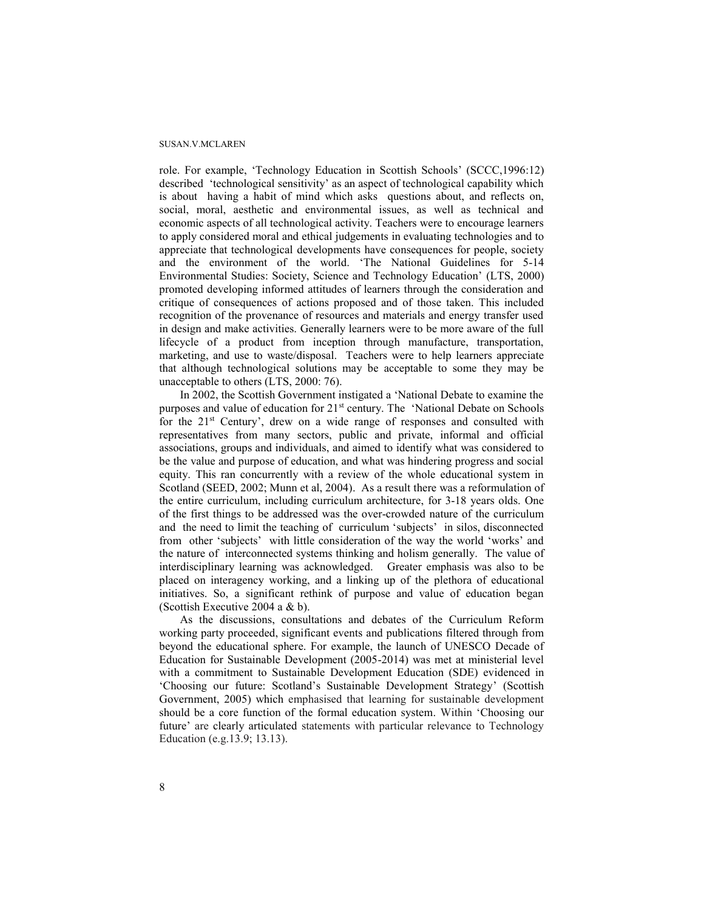role. For example, 'Technology Education in Scottish Schools' (SCCC,1996:12) described 'technological sensitivity' as an aspect of technological capability which is about having a habit of mind which asks questions about, and reflects on, social, moral, aesthetic and environmental issues, as well as technical and economic aspects of all technological activity. Teachers were to encourage learners to apply considered moral and ethical judgements in evaluating technologies and to appreciate that technological developments have consequences for people, society and the environment of the world. 'The National Guidelines for 5-14 Environmental Studies: Society, Science and Technology Education' (LTS, 2000) promoted developing informed attitudes of learners through the consideration and critique of consequences of actions proposed and of those taken. This included recognition of the provenance of resources and materials and energy transfer used in design and make activities. Generally learners were to be more aware of the full lifecycle of a product from inception through manufacture, transportation, marketing, and use to waste/disposal. Teachers were to help learners appreciate that although technological solutions may be acceptable to some they may be unacceptable to others (LTS, 2000: 76).

In 2002, the Scottish Government instigated a 'National Debate to examine the purposes and value of education for 21st century. The 'National Debate on Schools for the 21st Century', drew on a wide range of responses and consulted with representatives from many sectors, public and private, informal and official associations, groups and individuals, and aimed to identify what was considered to be the value and purpose of education, and what was hindering progress and social equity. This ran concurrently with a review of the whole educational system in Scotland (SEED, 2002; Munn et al, 2004). As a result there was a reformulation of the entire curriculum, including curriculum architecture, for 3-18 years olds. One of the first things to be addressed was the over-crowded nature of the curriculum and the need to limit the teaching of curriculum 'subjects' in silos, disconnected from other 'subjects' with little consideration of the way the world 'works' and the nature of interconnected systems thinking and holism generally. The value of interdisciplinary learning was acknowledged. Greater emphasis was also to be placed on interagency working, and a linking up of the plethora of educational initiatives. So, a significant rethink of purpose and value of education began (Scottish Executive 2004 a & b).

As the discussions, consultations and debates of the Curriculum Reform working party proceeded, significant events and publications filtered through from beyond the educational sphere. For example, the launch of UNESCO Decade of Education for Sustainable Development (2005-2014) was met at ministerial level with a commitment to Sustainable Development Education (SDE) evidenced in 'Choosing our future: Scotland's Sustainable Development Strategy' (Scottish Government, 2005) which emphasised that learning for sustainable development should be a core function of the formal education system. Within 'Choosing our future' are clearly articulated statements with particular relevance to Technology Education (e.g.13.9; 13.13).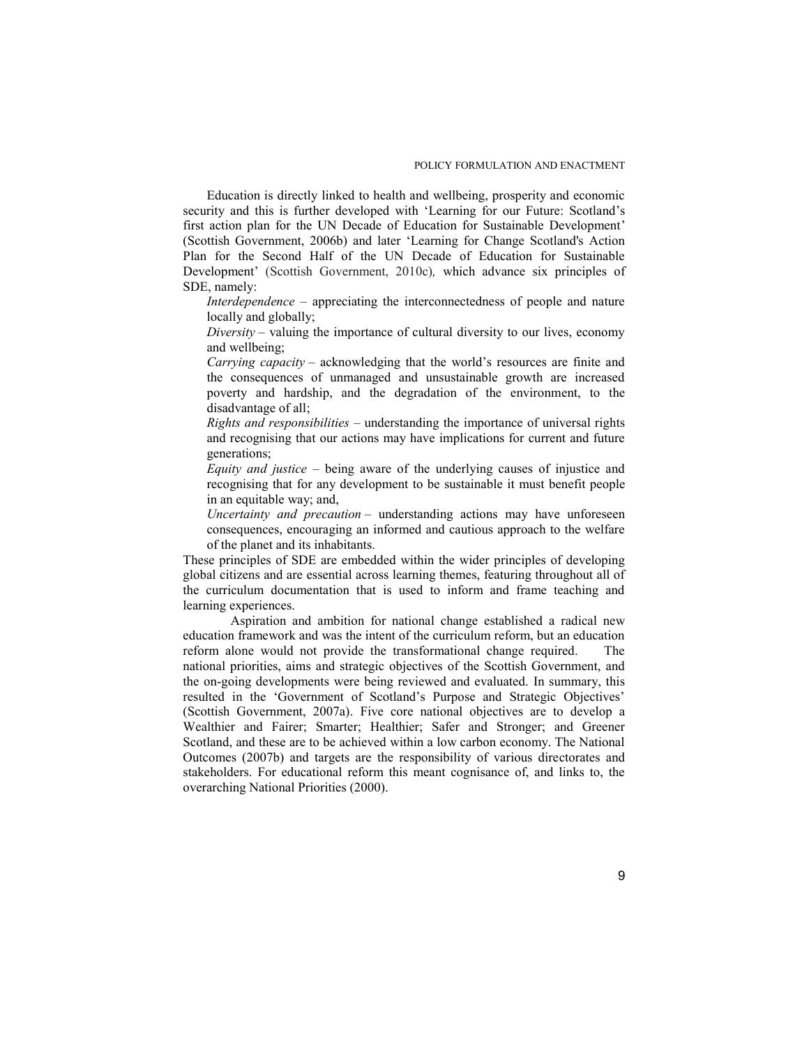Education is directly linked to health and wellbeing, prosperity and economic security and this is further developed with 'Learning for our Future: Scotland's first action plan for the UN Decade of Education for Sustainable Development' (Scottish Government, 2006b) and later 'Learning for Change Scotland's Action Plan for the Second Half of the UN Decade of Education for Sustainable Development' (Scottish Government, 2010c), which advance six principles of SDE, namely:

*Interdependence* – appreciating the interconnectedness of people and nature locally and globally;

*Diversity* – valuing the importance of cultural diversity to our lives, economy and wellbeing;

*Carrying capacity* – acknowledging that the world's resources are finite and the consequences of unmanaged and unsustainable growth are increased poverty and hardship, and the degradation of the environment, to the disadvantage of all;

*Rights and responsibilities* – understanding the importance of universal rights and recognising that our actions may have implications for current and future generations;

*Equity and justice* – being aware of the underlying causes of injustice and recognising that for any development to be sustainable it must benefit people in an equitable way; and,

*Uncertainty and precaution* – understanding actions may have unforeseen consequences, encouraging an informed and cautious approach to the welfare of the planet and its inhabitants.

These principles of SDE are embedded within the wider principles of developing global citizens and are essential across learning themes, featuring throughout all of the curriculum documentation that is used to inform and frame teaching and learning experiences.

Aspiration and ambition for national change established a radical new education framework and was the intent of the curriculum reform, but an education reform alone would not provide the transformational change required. The national priorities, aims and strategic objectives of the Scottish Government, and the on-going developments were being reviewed and evaluated. In summary, this resulted in the 'Government of Scotland's Purpose and Strategic Objectives' (Scottish Government, 2007a). Five core national objectives are to develop a Wealthier and Fairer; Smarter; Healthier; Safer and Stronger; and Greener Scotland, and these are to be achieved within a low carbon economy. The National Outcomes (2007b) and targets are the responsibility of various directorates and stakeholders. For educational reform this meant cognisance of, and links to, the overarching National Priorities (2000).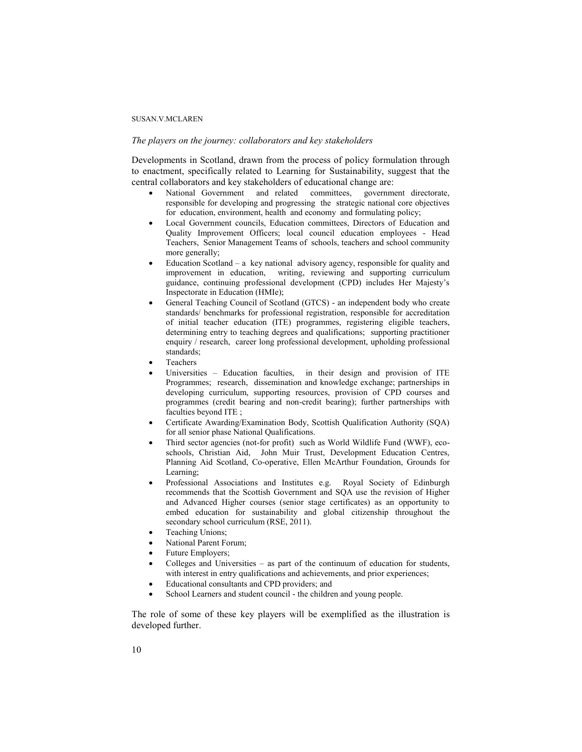*The players on the journey: collaborators and key stakeholders*

Developments in Scotland, drawn from the process of policy formulation through to enactment, specifically related to Learning for Sustainability, suggest that the central collaborators and key stakeholders of educational change are:

- National Government and related committees, government directorate, responsible for developing and progressing the strategic national core objectives for education, environment, health and economy and formulating policy;
- Local Government councils, Education committees, Directors of Education and Quality Improvement Officers; local council education employees - Head Teachers, Senior Management Teams of schools, teachers and school community more generally;
- Education Scotland – a key national advisory agency, responsible for quality and improvement in education, writing, reviewing and supporting curriculum guidance, continuing professional development (CPD) includes Her Majesty's Inspectorate in Education (HMIe);
- General Teaching Council of Scotland (GTCS) - an independent body who create standards/ benchmarks for professional registration, responsible for accreditation of initial teacher education (ITE) programmes, registering eligible teachers, determining entry to teaching degrees and qualifications; supporting practitioner enquiry / research, career long professional development, upholding professional standards;
- Teachers
- Universities – Education faculties, in their design and provision of ITE Programmes; research, dissemination and knowledge exchange; partnerships in developing curriculum, supporting resources, provision of CPD courses and programmes (credit bearing and non-credit bearing); further partnerships with faculties beyond ITE ;
- Certificate Awarding/Examination Body, Scottish Qualification Authority (SQA) for all senior phase National Qualifications.
- Third sector agencies (not-for profit) such as World Wildlife Fund (WWF), eco-schools, Christian Aid, John Muir Trust, Development Education Centres, Planning Aid Scotland, Co-operative, Ellen McArthur Foundation, Grounds for Learning;
- Professional Associations and Institutes e.g. Royal Society of Edinburgh recommends that the Scottish Government and SQA use the revision of Higher and Advanced Higher courses (senior stage certificates) as an opportunity to embed education for sustainability and global citizenship throughout the secondary school curriculum (RSE, 2011).
- Teaching Unions;
- National Parent Forum;
- Future Employers;
- Colleges and Universities – as part of the continuum of education for students, with interest in entry qualifications and achievements, and prior experiences;
- Educational consultants and CPD providers; and
- School Learners and student council - the children and young people.

The role of some of these key players will be exemplified as the illustration is developed further.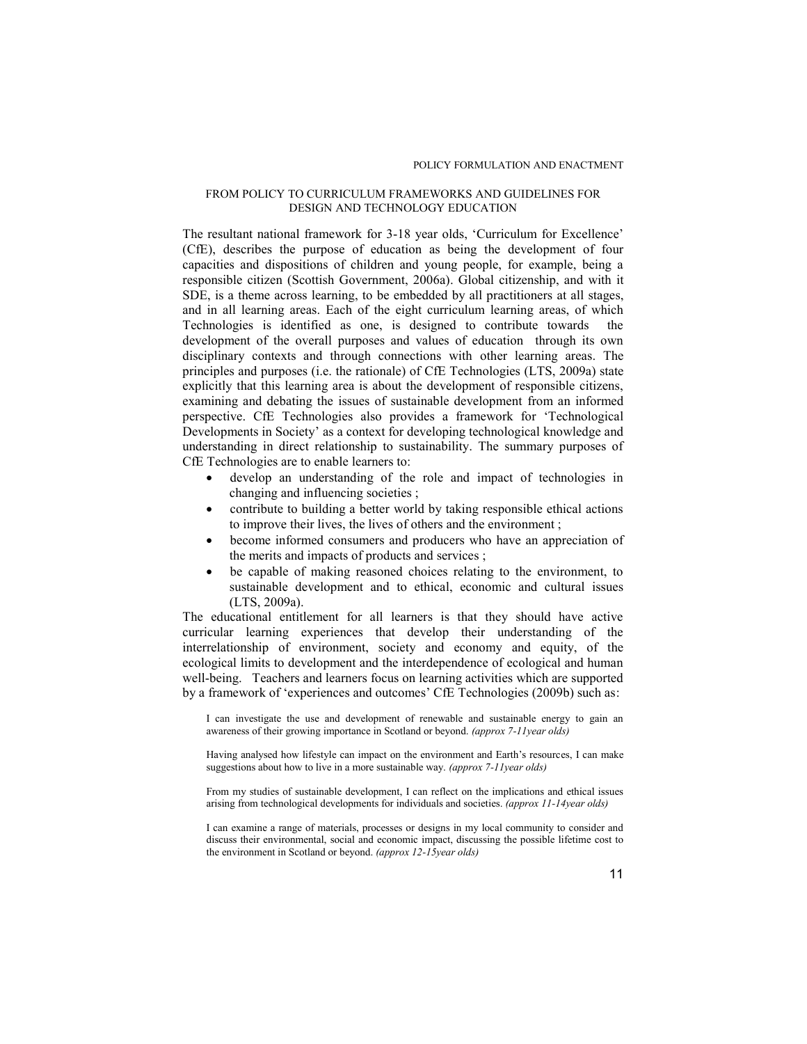## FROM POLICY TO CURRICULUM FRAMEWORKS AND GUIDELINES FOR DESIGN AND TECHNOLOGY EDUCATION

The resultant national framework for 3-18 year olds, 'Curriculum for Excellence' (CfE), describes the purpose of education as being the development of four capacities and dispositions of children and young people, for example, being a responsible citizen (Scottish Government, 2006a). Global citizenship, and with it SDE, is a theme across learning, to be embedded by all practitioners at all stages, and in all learning areas. Each of the eight curriculum learning areas, of which Technologies is identified as one, is designed to contribute towards the development of the overall purposes and values of education through its own disciplinary contexts and through connections with other learning areas. The principles and purposes (i.e. the rationale) of CfE Technologies (LTS, 2009a) state explicitly that this learning area is about the development of responsible citizens, examining and debating the issues of sustainable development from an informed perspective. CfE Technologies also provides a framework for 'Technological Developments in Society' as a context for developing technological knowledge and understanding in direct relationship to sustainability. The summary purposes of CfE Technologies are to enable learners to:

- develop an understanding of the role and impact of technologies in changing and influencing societies ;
- contribute to building a better world by taking responsible ethical actions to improve their lives, the lives of others and the environment ;
- become informed consumers and producers who have an appreciation of the merits and impacts of products and services ;
- be capable of making reasoned choices relating to the environment, to sustainable development and to ethical, economic and cultural issues (LTS, 2009a).

The educational entitlement for all learners is that they should have active curricular learning experiences that develop their understanding of the interrelationship of environment, society and economy and equity, of the ecological limits to development and the interdependence of ecological and human well-being. Teachers and learners focus on learning activities which are supported by a framework of 'experiences and outcomes' CfE Technologies (2009b) such as:

> I can investigate the use and development of renewable and sustainable energy to gain an awareness of their growing importance in Scotland or beyond. *(approx 7-11year olds)*

> Having analysed how lifestyle can impact on the environment and Earth's resources, I can make suggestions about how to live in a more sustainable way. *(approx 7-11year olds)*

> From my studies of sustainable development, I can reflect on the implications and ethical issues arising from technological developments for individuals and societies. *(approx 11-14year olds)*

> I can examine a range of materials, processes or designs in my local community to consider and discuss their environmental, social and economic impact, discussing the possible lifetime cost to the environment in Scotland or beyond. *(approx 12-15year olds)*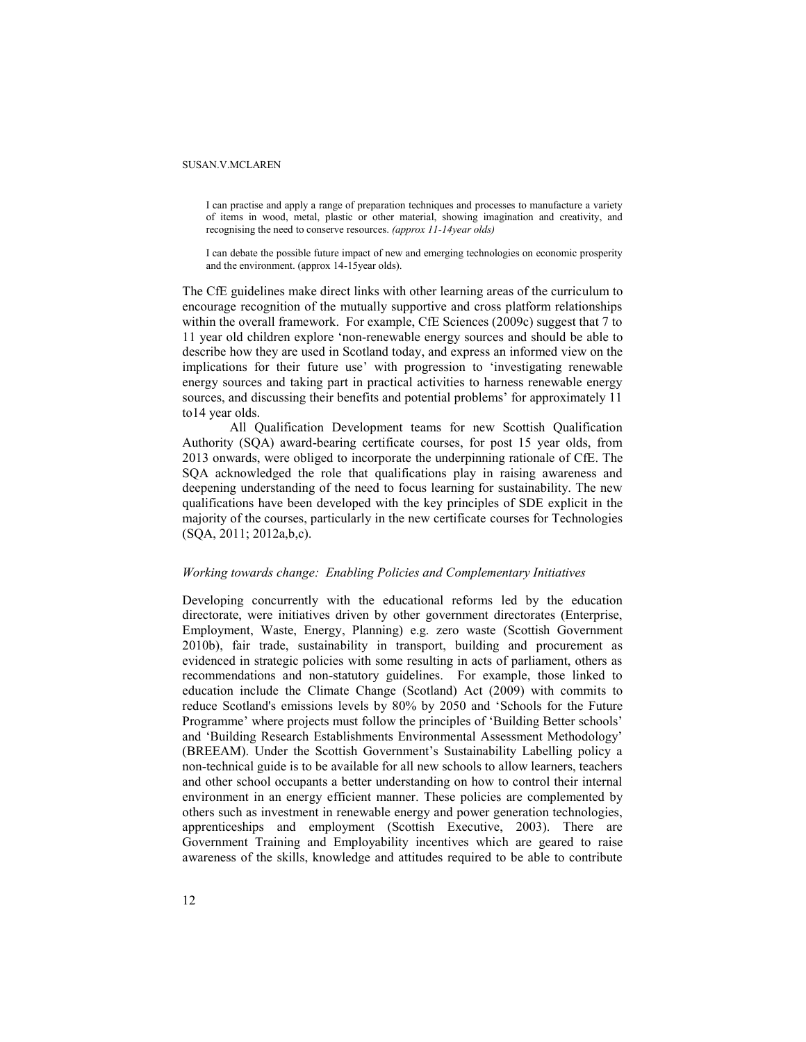> I can practise and apply a range of preparation techniques and processes to manufacture a variety of items in wood, metal, plastic or other material, showing imagination and creativity, and recognising the need to conserve resources. *(approx 11-14year olds)*

> I can debate the possible future impact of new and emerging technologies on economic prosperity and the environment. (approx 14-15year olds).

The CfE guidelines make direct links with other learning areas of the curriculum to encourage recognition of the mutually supportive and cross platform relationships within the overall framework. For example, CfE Sciences (2009c) suggest that 7 to 11 year old children explore 'non-renewable energy sources and should be able to describe how they are used in Scotland today, and express an informed view on the implications for their future use' with progression to 'investigating renewable energy sources and taking part in practical activities to harness renewable energy sources, and discussing their benefits and potential problems' for approximately 11 to14 year olds.

All Qualification Development teams for new Scottish Qualification Authority (SQA) award-bearing certificate courses, for post 15 year olds, from 2013 onwards, were obliged to incorporate the underpinning rationale of CfE. The SQA acknowledged the role that qualifications play in raising awareness and deepening understanding of the need to focus learning for sustainability. The new qualifications have been developed with the key principles of SDE explicit in the majority of the courses, particularly in the new certificate courses for Technologies (SQA, 2011; 2012a,b,c).

### *Working towards change: Enabling Policies and Complementary Initiatives*

Developing concurrently with the educational reforms led by the education directorate, were initiatives driven by other government directorates (Enterprise, Employment, Waste, Energy, Planning) e.g. zero waste (Scottish Government 2010b), fair trade, sustainability in transport, building and procurement as evidenced in strategic policies with some resulting in acts of parliament, others as recommendations and non-statutory guidelines. For example, those linked to education include the Climate Change (Scotland) Act (2009) with commits to reduce Scotland's emissions levels by 80% by 2050 and 'Schools for the Future Programme' where projects must follow the principles of 'Building Better schools' and 'Building Research Establishments Environmental Assessment Methodology' (BREEAM). Under the Scottish Government's Sustainability Labelling policy a non-technical guide is to be available for all new schools to allow learners, teachers and other school occupants a better understanding on how to control their internal environment in an energy efficient manner. These policies are complemented by others such as investment in renewable energy and power generation technologies, apprenticeships and employment (Scottish Executive, 2003). There are Government Training and Employability incentives which are geared to raise awareness of the skills, knowledge and attitudes required to be able to contribute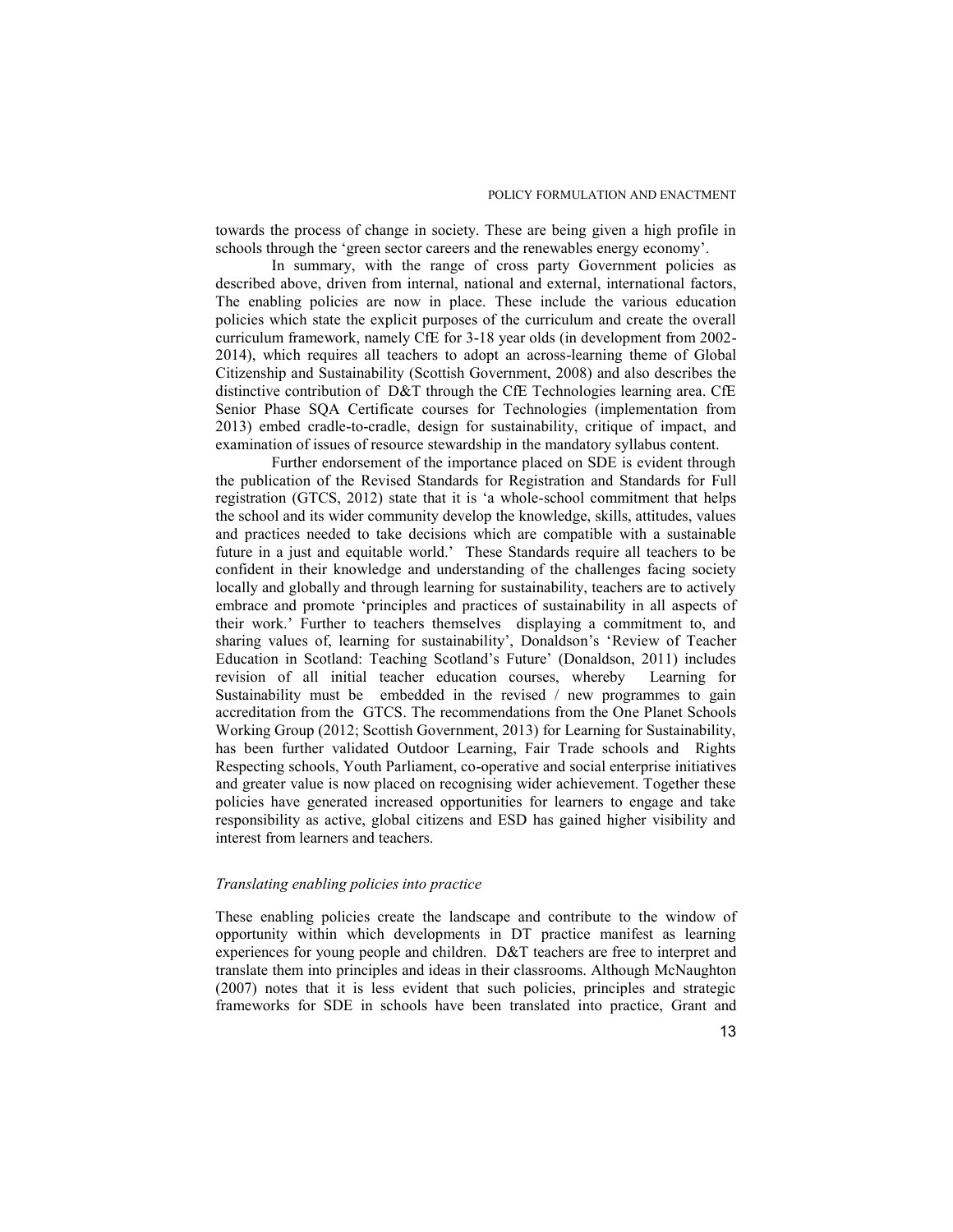towards the process of change in society. These are being given a high profile in schools through the 'green sector careers and the renewables energy economy'.

In summary, with the range of cross party Government policies as described above, driven from internal, national and external, international factors, The enabling policies are now in place. These include the various education policies which state the explicit purposes of the curriculum and create the overall curriculum framework, namely CfE for 3-18 year olds (in development from 2002-2014), which requires all teachers to adopt an across-learning theme of Global Citizenship and Sustainability (Scottish Government, 2008) and also describes the distinctive contribution of D&T through the CfE Technologies learning area. CfE Senior Phase SQA Certificate courses for Technologies (implementation from 2013) embed cradle-to-cradle, design for sustainability, critique of impact, and examination of issues of resource stewardship in the mandatory syllabus content.

Further endorsement of the importance placed on SDE is evident through the publication of the Revised Standards for Registration and Standards for Full registration (GTCS, 2012) state that it is 'a whole-school commitment that helps the school and its wider community develop the knowledge, skills, attitudes, values and practices needed to take decisions which are compatible with a sustainable future in a just and equitable world.' These Standards require all teachers to be confident in their knowledge and understanding of the challenges facing society locally and globally and through learning for sustainability, teachers are to actively embrace and promote 'principles and practices of sustainability in all aspects of their work.' Further to teachers themselves displaying a commitment to, and sharing values of, learning for sustainability', Donaldson's 'Review of Teacher Education in Scotland: Teaching Scotland's Future' (Donaldson, 2011) includes revision of all initial teacher education courses, whereby Learning for Sustainability must be embedded in the revised / new programmes to gain accreditation from the GTCS. The recommendations from the One Planet Schools Working Group (2012; Scottish Government, 2013) for Learning for Sustainability, has been further validated Outdoor Learning, Fair Trade schools and Rights Respecting schools, Youth Parliament, co-operative and social enterprise initiatives and greater value is now placed on recognising wider achievement. Together these policies have generated increased opportunities for learners to engage and take responsibility as active, global citizens and ESD has gained higher visibility and interest from learners and teachers.

*Translating enabling policies into practice*

These enabling policies create the landscape and contribute to the window of opportunity within which developments in DT practice manifest as learning experiences for young people and children. D&T teachers are free to interpret and translate them into principles and ideas in their classrooms. Although McNaughton (2007) notes that it is less evident that such policies, principles and strategic frameworks for SDE in schools have been translated into practice, Grant and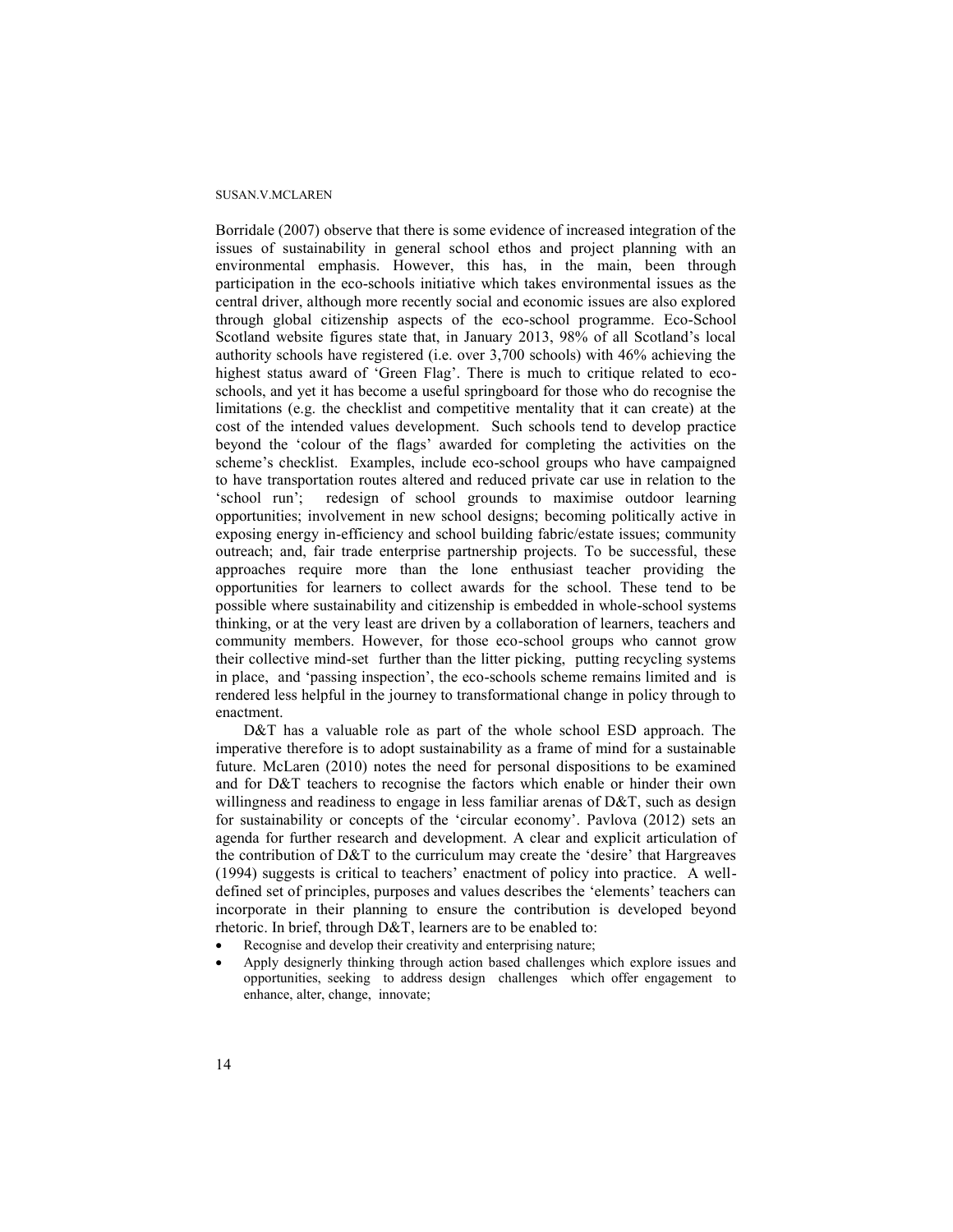Borridale (2007) observe that there is some evidence of increased integration of the issues of sustainability in general school ethos and project planning with an environmental emphasis. However, this has, in the main, been through participation in the eco-schools initiative which takes environmental issues as the central driver, although more recently social and economic issues are also explored through global citizenship aspects of the eco-school programme. Eco-School Scotland website figures state that, in January 2013, 98% of all Scotland's local authority schools have registered (i.e. over 3,700 schools) with 46% achieving the highest status award of 'Green Flag'. There is much to critique related to eco-schools, and yet it has become a useful springboard for those who do recognise the limitations (e.g. the checklist and competitive mentality that it can create) at the cost of the intended values development. Such schools tend to develop practice beyond the 'colour of the flags' awarded for completing the activities on the scheme's checklist. Examples, include eco-school groups who have campaigned to have transportation routes altered and reduced private car use in relation to the 'school run'; redesign of school grounds to maximise outdoor learning opportunities; involvement in new school designs; becoming politically active in exposing energy in-efficiency and school building fabric/estate issues; community outreach; and, fair trade enterprise partnership projects. To be successful, these approaches require more than the lone enthusiast teacher providing the opportunities for learners to collect awards for the school. These tend to be possible where sustainability and citizenship is embedded in whole-school systems thinking, or at the very least are driven by a collaboration of learners, teachers and community members. However, for those eco-school groups who cannot grow their collective mind-set further than the litter picking, putting recycling systems in place, and 'passing inspection', the eco-schools scheme remains limited and is rendered less helpful in the journey to transformational change in policy through to enactment.

D&T has a valuable role as part of the whole school ESD approach. The imperative therefore is to adopt sustainability as a frame of mind for a sustainable future. McLaren (2010) notes the need for personal dispositions to be examined and for D&T teachers to recognise the factors which enable or hinder their own willingness and readiness to engage in less familiar arenas of D&T, such as design for sustainability or concepts of the 'circular economy'. Pavlova (2012) sets an agenda for further research and development. A clear and explicit articulation of the contribution of D&T to the curriculum may create the 'desire' that Hargreaves (1994) suggests is critical to teachers' enactment of policy into practice. A well-defined set of principles, purposes and values describes the 'elements' teachers can incorporate in their planning to ensure the contribution is developed beyond rhetoric. In brief, through D&T, learners are to be enabled to:

- Recognise and develop their creativity and enterprising nature;
- Apply designerly thinking through action based challenges which explore issues and opportunities, seeking to address design challenges which offer engagement to enhance, alter, change, innovate;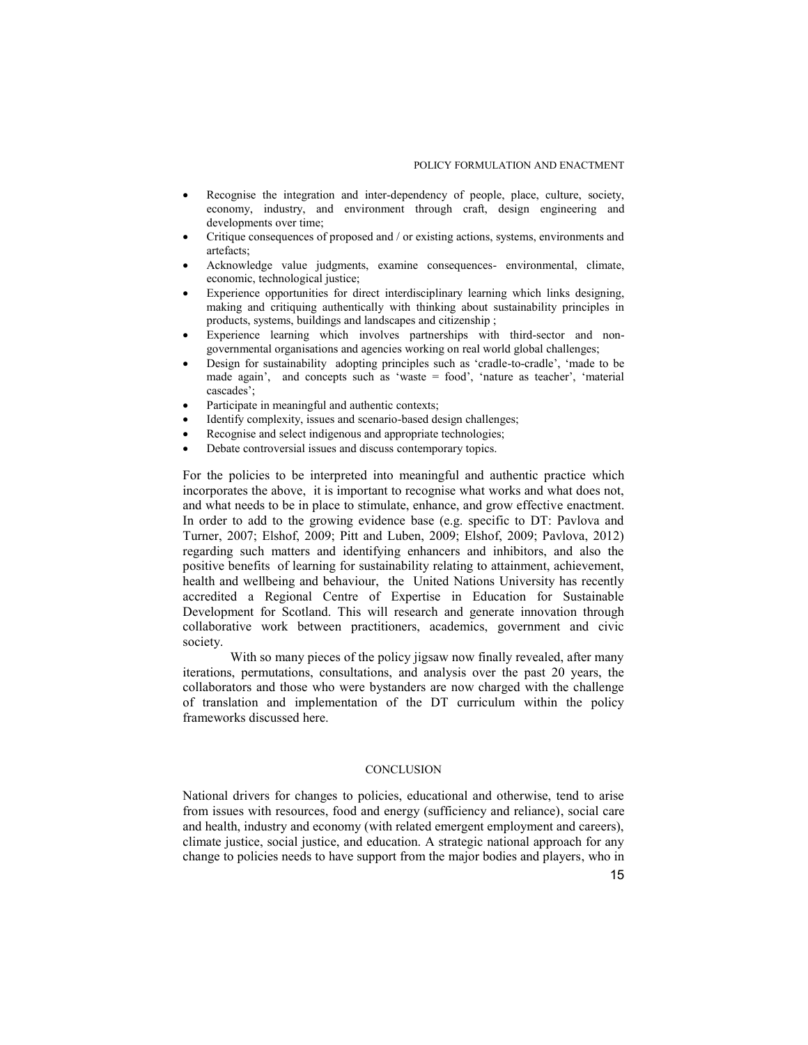- Recognise the integration and inter-dependency of people, place, culture, society, economy, industry, and environment through craft, design engineering and developments over time;
- Critique consequences of proposed and / or existing actions, systems, environments and artefacts;
- Acknowledge value judgments, examine consequences- environmental, climate, economic, technological justice;
- Experience opportunities for direct interdisciplinary learning which links designing, making and critiquing authentically with thinking about sustainability principles in products, systems, buildings and landscapes and citizenship ;
- Experience learning which involves partnerships with third-sector and non-governmental organisations and agencies working on real world global challenges;
- Design for sustainability adopting principles such as 'cradle-to-cradle', 'made to be made again', and concepts such as 'waste = food', 'nature as teacher', 'material cascades';
- Participate in meaningful and authentic contexts;
- Identify complexity, issues and scenario-based design challenges;
- Recognise and select indigenous and appropriate technologies;
- Debate controversial issues and discuss contemporary topics.

For the policies to be interpreted into meaningful and authentic practice which incorporates the above, it is important to recognise what works and what does not, and what needs to be in place to stimulate, enhance, and grow effective enactment. In order to add to the growing evidence base (e.g. specific to DT: Pavlova and Turner, 2007; Elshof, 2009; Pitt and Luben, 2009; Elshof, 2009; Pavlova, 2012) regarding such matters and identifying enhancers and inhibitors, and also the positive benefits of learning for sustainability relating to attainment, achievement, health and wellbeing and behaviour, the United Nations University has recently accredited a Regional Centre of Expertise in Education for Sustainable Development for Scotland. This will research and generate innovation through collaborative work between practitioners, academics, government and civic society.

With so many pieces of the policy jigsaw now finally revealed, after many iterations, permutations, consultations, and analysis over the past 20 years, the collaborators and those who were bystanders are now charged with the challenge of translation and implementation of the DT curriculum within the policy frameworks discussed here.

## CONCLUSION

National drivers for changes to policies, educational and otherwise, tend to arise from issues with resources, food and energy (sufficiency and reliance), social care and health, industry and economy (with related emergent employment and careers), climate justice, social justice, and education. A strategic national approach for any change to policies needs to have support from the major bodies and players, who in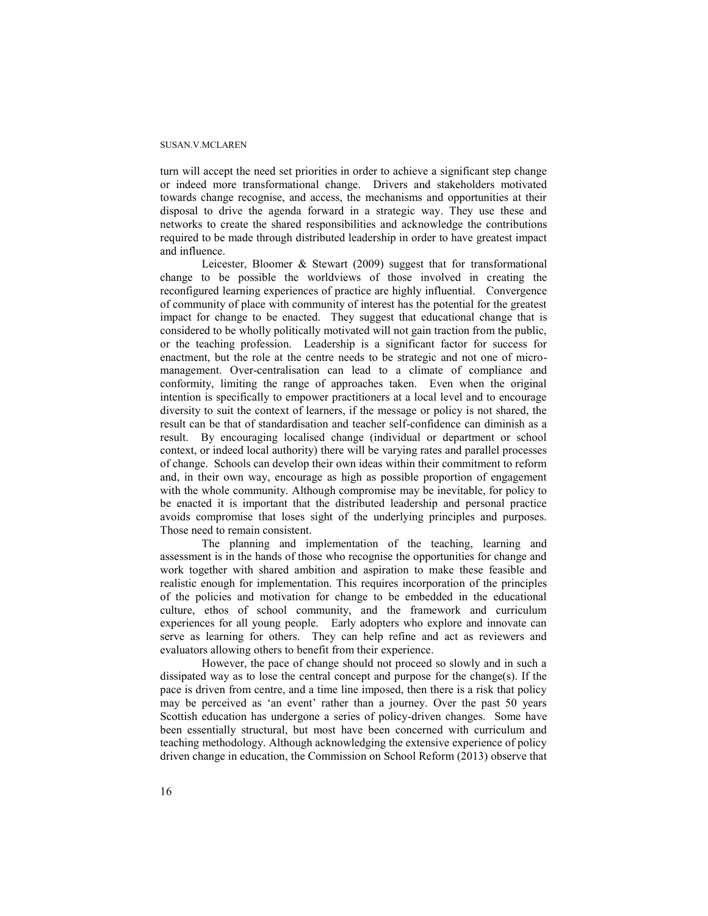turn will accept the need set priorities in order to achieve a significant step change or indeed more transformational change. Drivers and stakeholders motivated towards change recognise, and access, the mechanisms and opportunities at their disposal to drive the agenda forward in a strategic way. They use these and networks to create the shared responsibilities and acknowledge the contributions required to be made through distributed leadership in order to have greatest impact and influence.

Leicester, Bloomer & Stewart (2009) suggest that for transformational change to be possible the worldviews of those involved in creating the reconfigured learning experiences of practice are highly influential. Convergence of community of place with community of interest has the potential for the greatest impact for change to be enacted. They suggest that educational change that is considered to be wholly politically motivated will not gain traction from the public, or the teaching profession. Leadership is a significant factor for success for enactment, but the role at the centre needs to be strategic and not one of micro-management. Over-centralisation can lead to a climate of compliance and conformity, limiting the range of approaches taken. Even when the original intention is specifically to empower practitioners at a local level and to encourage diversity to suit the context of learners, if the message or policy is not shared, the result can be that of standardisation and teacher self-confidence can diminish as a result. By encouraging localised change (individual or department or school context, or indeed local authority) there will be varying rates and parallel processes of change. Schools can develop their own ideas within their commitment to reform and, in their own way, encourage as high as possible proportion of engagement with the whole community. Although compromise may be inevitable, for policy to be enacted it is important that the distributed leadership and personal practice avoids compromise that loses sight of the underlying principles and purposes. Those need to remain consistent.

The planning and implementation of the teaching, learning and assessment is in the hands of those who recognise the opportunities for change and work together with shared ambition and aspiration to make these feasible and realistic enough for implementation. This requires incorporation of the principles of the policies and motivation for change to be embedded in the educational culture, ethos of school community, and the framework and curriculum experiences for all young people. Early adopters who explore and innovate can serve as learning for others. They can help refine and act as reviewers and evaluators allowing others to benefit from their experience.

However, the pace of change should not proceed so slowly and in such a dissipated way as to lose the central concept and purpose for the change(s). If the pace is driven from centre, and a time line imposed, then there is a risk that policy may be perceived as 'an event' rather than a journey. Over the past 50 years Scottish education has undergone a series of policy-driven changes. Some have been essentially structural, but most have been concerned with curriculum and teaching methodology. Although acknowledging the extensive experience of policy driven change in education, the Commission on School Reform (2013) observe that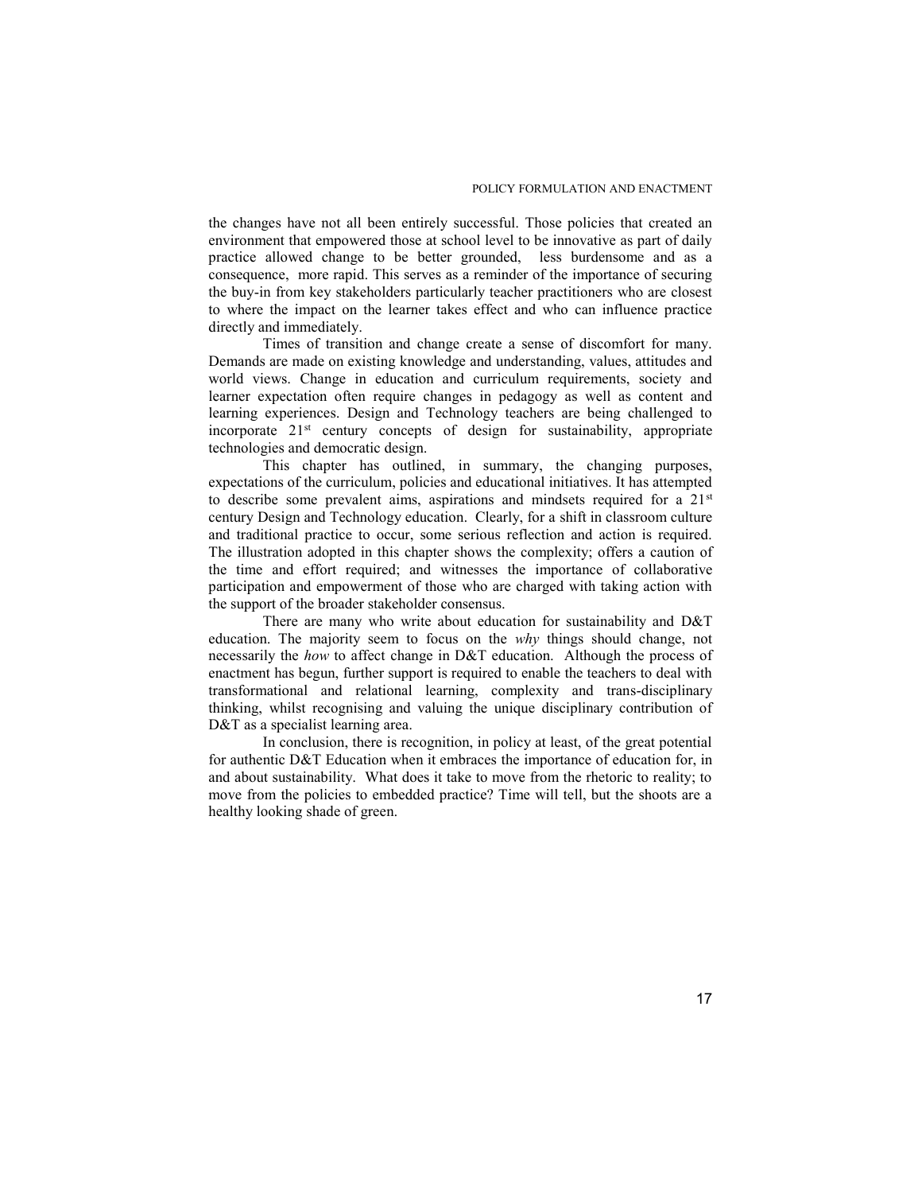the changes have not all been entirely successful. Those policies that created an environment that empowered those at school level to be innovative as part of daily practice allowed change to be better grounded, less burdensome and as a consequence, more rapid. This serves as a reminder of the importance of securing the buy-in from key stakeholders particularly teacher practitioners who are closest to where the impact on the learner takes effect and who can influence practice directly and immediately.

Times of transition and change create a sense of discomfort for many. Demands are made on existing knowledge and understanding, values, attitudes and world views. Change in education and curriculum requirements, society and learner expectation often require changes in pedagogy as well as content and learning experiences. Design and Technology teachers are being challenged to incorporate 21st century concepts of design for sustainability, appropriate technologies and democratic design.

This chapter has outlined, in summary, the changing purposes, expectations of the curriculum, policies and educational initiatives. It has attempted to describe some prevalent aims, aspirations and mindsets required for a 21st century Design and Technology education. Clearly, for a shift in classroom culture and traditional practice to occur, some serious reflection and action is required. The illustration adopted in this chapter shows the complexity; offers a caution of the time and effort required; and witnesses the importance of collaborative participation and empowerment of those who are charged with taking action with the support of the broader stakeholder consensus.

There are many who write about education for sustainability and D&T education. The majority seem to focus on the *why* things should change, not necessarily the *how* to affect change in D&T education. Although the process of enactment has begun, further support is required to enable the teachers to deal with transformational and relational learning, complexity and trans-disciplinary thinking, whilst recognising and valuing the unique disciplinary contribution of D&T as a specialist learning area.

In conclusion, there is recognition, in policy at least, of the great potential for authentic D&T Education when it embraces the importance of education for, in and about sustainability. What does it take to move from the rhetoric to reality; to move from the policies to embedded practice? Time will tell, but the shoots are a healthy looking shade of green.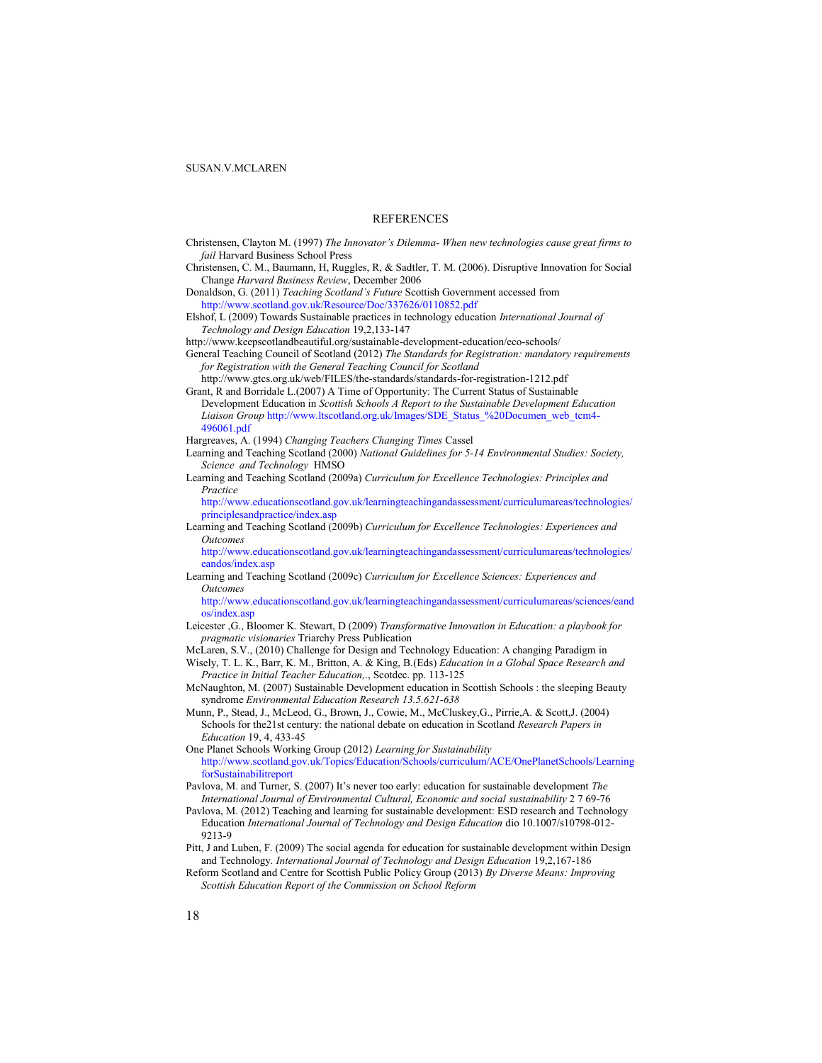## REFERENCES

Christensen, Clayton M. (1997) *The Innovator's Dilemma- When new technologies cause great firms to fail* Harvard Business School Press

Christensen, C. M., Baumann, H, Ruggles, R, & Sadtler, T. M. (2006). Disruptive Innovation for Social Change *Harvard Business Review*, December 2006

Donaldson, G. (2011) *Teaching Scotland's Future* Scottish Government accessed from http://www.scotland.gov.uk/Resource/Doc/337626/0110852.pdf

Elshof, L (2009) Towards Sustainable practices in technology education *International Journal of Technology and Design Education* 19,2,133-147

http://www.keepscotlandbeautiful.org/sustainable-development-education/eco-schools/

General Teaching Council of Scotland (2012) *The Standards for Registration: mandatory requirements for Registration with the General Teaching Council for Scotland* http://www.gtcs.org.uk/web/FILES/the-standards/standards-for-registration-1212.pdf

Grant, R and Borridale L.(2007) A Time of Opportunity: The Current Status of Sustainable Development Education in *Scottish Schools A Report to the Sustainable Development Education Liaison Group* http://www.ltscotland.org.uk/Images/SDE_Status_%20Documen_web_tcm4-496061.pdf

Hargreaves, A. (1994) *Changing Teachers Changing Times* Cassel

Learning and Teaching Scotland (2000) *National Guidelines for 5-14 Environmental Studies: Society, Science and Technology* HMSO

Learning and Teaching Scotland (2009a) *Curriculum for Excellence Technologies: Principles and Practice* http://www.educationscotland.gov.uk/learningteachingandassessment/curriculumareas/technologies/principlesandpractice/index.asp

Learning and Teaching Scotland (2009b) *Curriculum for Excellence Technologies: Experiences and Outcomes* http://www.educationscotland.gov.uk/learningteachingandassessment/curriculumareas/technologies/eandos/index.asp

Learning and Teaching Scotland (2009c) *Curriculum for Excellence Sciences: Experiences and Outcomes* http://www.educationscotland.gov.uk/learningteachingandassessment/curriculumareas/sciences/eandos/index.asp

Leicester ,G., Bloomer K. Stewart, D (2009) *Transformative Innovation in Education: a playbook for pragmatic visionaries* Triarchy Press Publication

McLaren, S.V., (2010) Challenge for Design and Technology Education: A changing Paradigm in Wisely, T. L. K., Barr, K. M., Britton, A. & King, B.(Eds) *Education in a Global Space Research and Practice in Initial Teacher Education,.*, Scotdec. pp. 113-125

McNaughton, M. (2007) Sustainable Development education in Scottish Schools : the sleeping Beauty syndrome *Environmental Education Research 13.5.621-638*

Munn, P., Stead, J., McLeod, G., Brown, J., Cowie, M., McCluskey,G., Pirrie,A. & Scott,J. (2004) Schools for the21st century: the national debate on education in Scotland *Research Papers in Education* 19, 4, 433-45

One Planet Schools Working Group (2012) *Learning for Sustainability* http://www.scotland.gov.uk/Topics/Education/Schools/curriculum/ACE/OnePlanetSchools/LearningforSustainabilitreport

Pavlova, M. and Turner, S. (2007) It's never too early: education for sustainable development *The International Journal of Environmental Cultural, Economic and social sustainability* 2 7 69-76

Pavlova, M. (2012) Teaching and learning for sustainable development: ESD research and Technology Education *International Journal of Technology and Design Education* dio 10.1007/s10798-012-9213-9

Pitt, J and Luben, F. (2009) The social agenda for education for sustainable development within Design and Technology. *International Journal of Technology and Design Education* 19,2,167-186

Reform Scotland and Centre for Scottish Public Policy Group (2013) *By Diverse Means: Improving Scottish Education Report of the Commission on School Reform*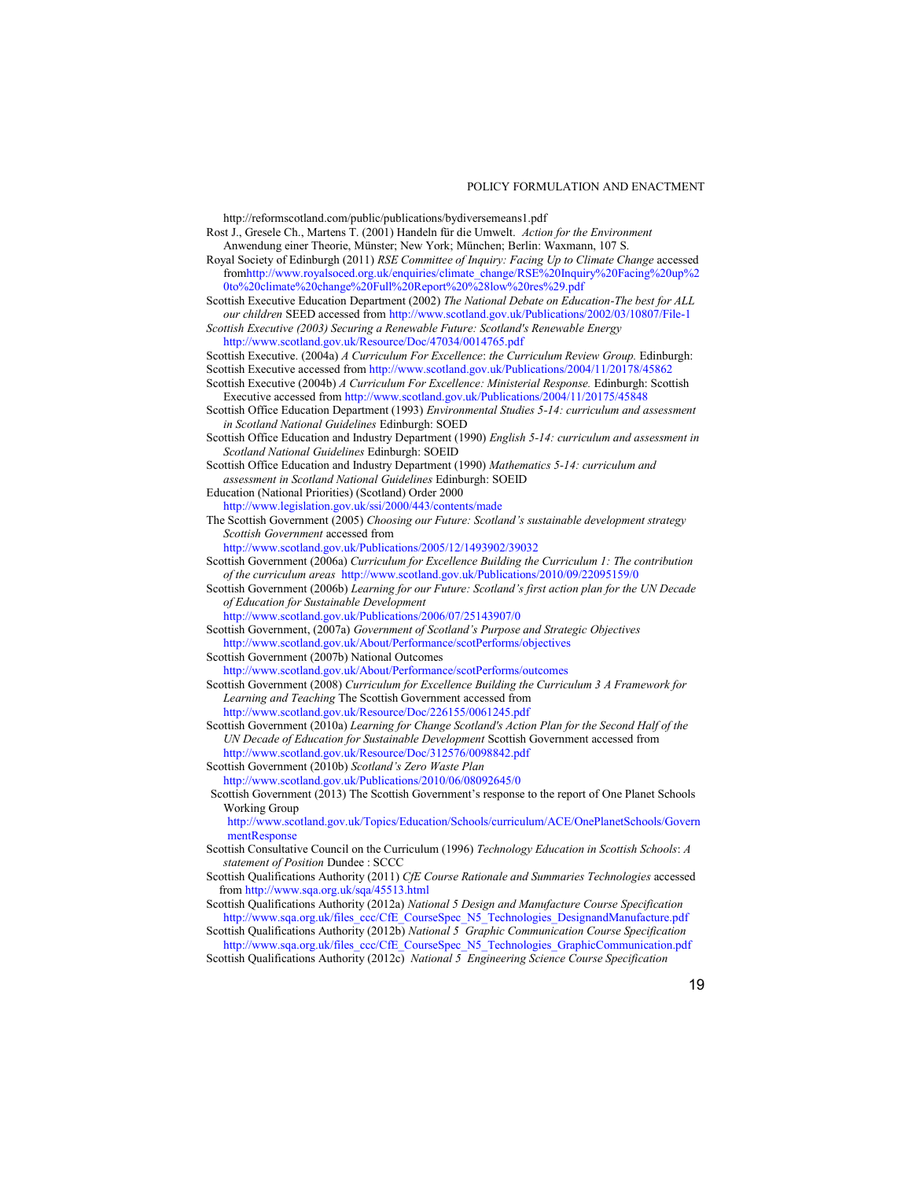http://reformscotland.com/public/publications/bydiversemeans1.pdf

Rost J., Gresele Ch., Martens T. (2001) Handeln für die Umwelt. *Action for the Environment* Anwendung einer Theorie, Münster; New York; München; Berlin: Waxmann, 107 S.

Royal Society of Edinburgh (2011) *RSE Committee of Inquiry: Facing Up to Climate Change* accessed fromhttp://www.royalsoced.org.uk/enquiries/climate_change/RSE%20Inquiry%20Facing%20up%20to%20climate%20change%20Full%20Report%20%28low%20res%29.pdf

Scottish Executive Education Department (2002) *The National Debate on Education-The best for ALL our children* SEED accessed from http://www.scotland.gov.uk/Publications/2002/03/10807/File-1

*Scottish Executive (2003) Securing a Renewable Future: Scotland's Renewable Energy* http://www.scotland.gov.uk/Resource/Doc/47034/0014765.pdf

Scottish Executive. (2004a) *A Curriculum For Excellence*: *the Curriculum Review Group.* Edinburgh: Scottish Executive accessed from http://www.scotland.gov.uk/Publications/2004/11/20178/45862

Scottish Executive (2004b) *A Curriculum For Excellence: Ministerial Response.* Edinburgh: Scottish Executive accessed from http://www.scotland.gov.uk/Publications/2004/11/20175/45848

Scottish Office Education Department (1993) *Environmental Studies 5-14: curriculum and assessment in Scotland National Guidelines* Edinburgh: SOED

Scottish Office Education and Industry Department (1990) *English 5-14: curriculum and assessment in Scotland National Guidelines* Edinburgh: SOEID

Scottish Office Education and Industry Department (1990) *Mathematics 5-14: curriculum and assessment in Scotland National Guidelines* Edinburgh: SOEID

Education (National Priorities) (Scotland) Order 2000 http://www.legislation.gov.uk/ssi/2000/443/contents/made

The Scottish Government (2005) *Choosing our Future: Scotland's sustainable development strategy Scottish Government* accessed from http://www.scotland.gov.uk/Publications/2005/12/1493902/39032

Scottish Government (2006a) *Curriculum for Excellence Building the Curriculum 1: The contribution of the curriculum areas* http://www.scotland.gov.uk/Publications/2010/09/22095159/0

Scottish Government (2006b) *Learning for our Future: Scotland's first action plan for the UN Decade of Education for Sustainable Development* http://www.scotland.gov.uk/Publications/2006/07/25143907/0

Scottish Government, (2007a) *Government of Scotland's Purpose and Strategic Objectives* http://www.scotland.gov.uk/About/Performance/scotPerforms/objectives

Scottish Government (2007b) National Outcomes http://www.scotland.gov.uk/About/Performance/scotPerforms/outcomes

Scottish Government (2008) *Curriculum for Excellence Building the Curriculum 3 A Framework for Learning and Teaching* The Scottish Government accessed from http://www.scotland.gov.uk/Resource/Doc/226155/0061245.pdf

Scottish Government (2010a) *Learning for Change Scotland's Action Plan for the Second Half of the UN Decade of Education for Sustainable Development* Scottish Government accessed from http://www.scotland.gov.uk/Resource/Doc/312576/0098842.pdf

Scottish Government (2010b) *Scotland's Zero Waste Plan* http://www.scotland.gov.uk/Publications/2010/06/08092645/0

Scottish Government (2013) The Scottish Government's response to the report of One Planet Schools Working Group http://www.scotland.gov.uk/Topics/Education/Schools/curriculum/ACE/OnePlanetSchools/GovernmentResponse

Scottish Consultative Council on the Curriculum (1996) *Technology Education in Scottish Schools*: *A statement of Position* Dundee : SCCC

Scottish Qualifications Authority (2011) *CfE Course Rationale and Summaries Technologies* accessed from http://www.sqa.org.uk/sqa/45513.html

Scottish Qualifications Authority (2012a) *National 5 Design and Manufacture Course Specification* http://www.sqa.org.uk/files_ccc/CfE_CourseSpec_N5_Technologies_DesignandManufacture.pdf

Scottish Qualifications Authority (2012b) *National 5 Graphic Communication Course Specification* http://www.sqa.org.uk/files_ccc/CfE_CourseSpec_N5_Technologies_GraphicCommunication.pdf

Scottish Qualifications Authority (2012c) *National 5 Engineering Science Course Specification*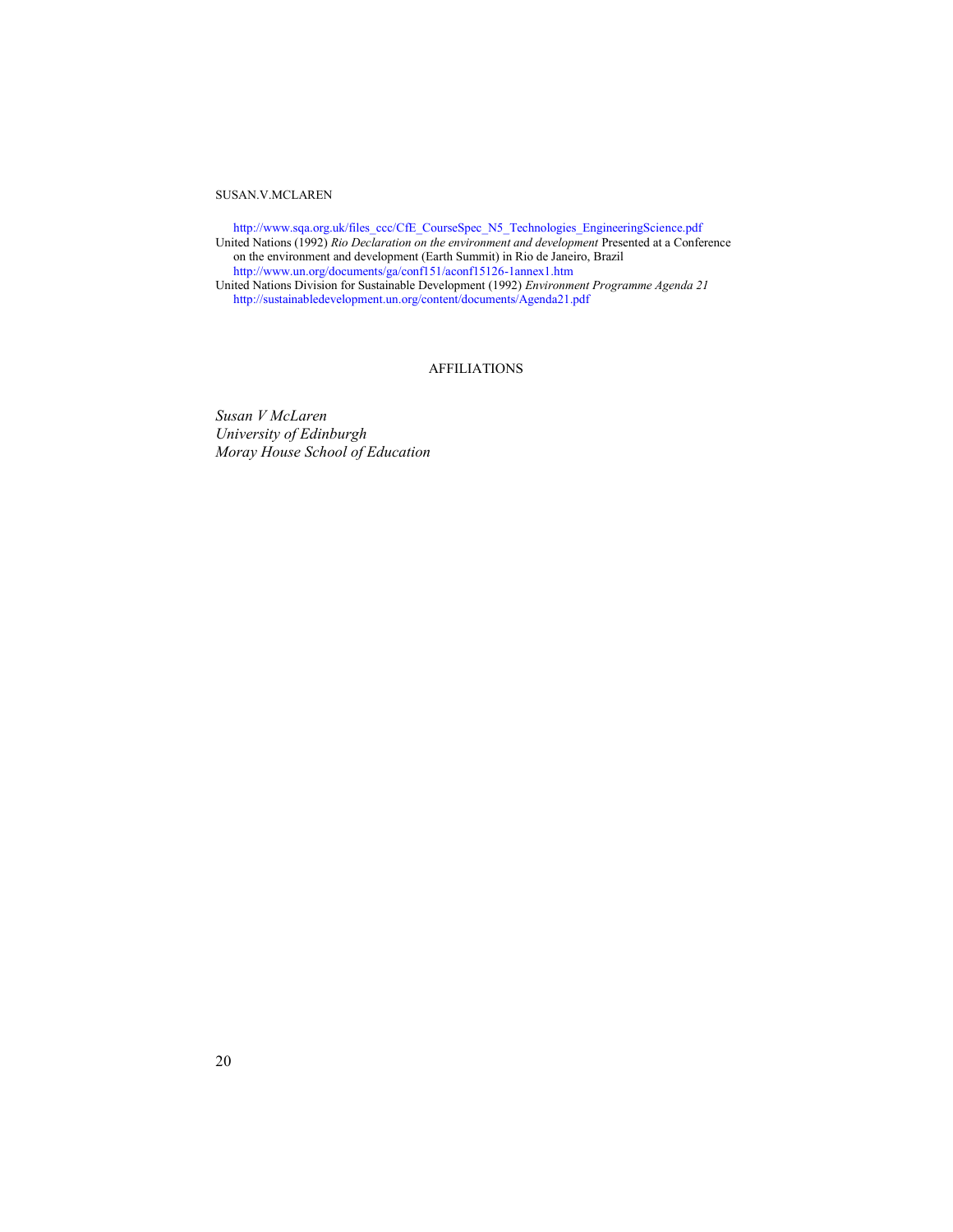http://www.sqa.org.uk/files_ccc/CfE_CourseSpec_N5_Technologies_EngineeringScience.pdf

United Nations (1992) *Rio Declaration on the environment and development* Presented at a Conference on the environment and development (Earth Summit) in Rio de Janeiro, Brazil http://www.un.org/documents/ga/conf151/aconf15126-1annex1.htm

United Nations Division for Sustainable Development (1992) *Environment Programme Agenda 21* http://sustainabledevelopment.un.org/content/documents/Agenda21.pdf

## AFFILIATIONS

*Susan V McLaren*
*University of Edinburgh*
*Moray House School of Education*